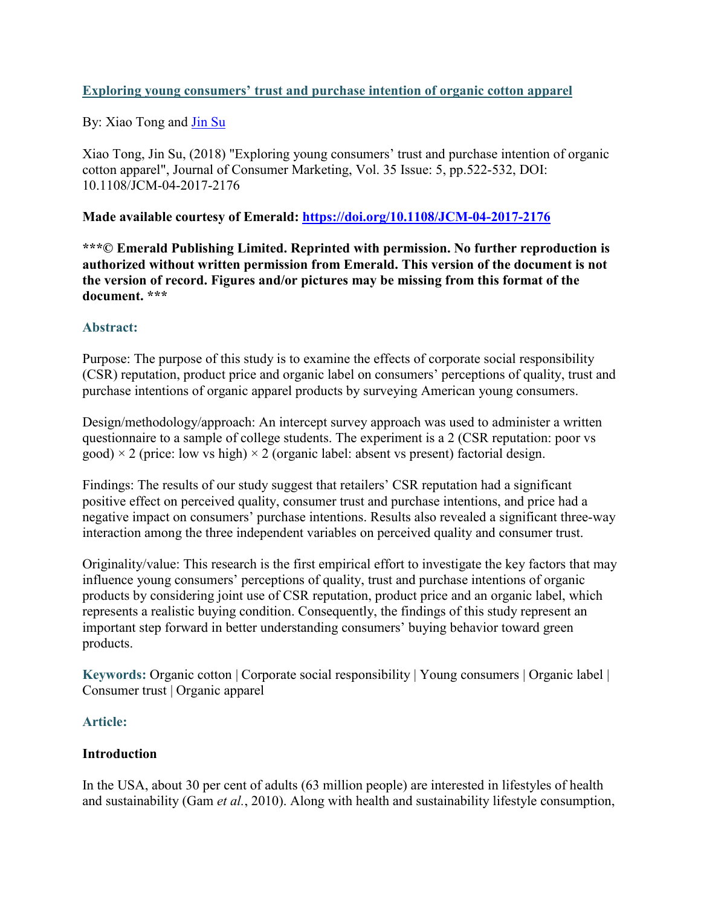# [Exploring young consumers' trust and purchase intention of organic cotton apparel](https://doi.org/10.1108/JCM-04-2017-2176)

By: Xiao Tong and [Jin Su](https://libres.uncg.edu/ir/uncg/clist.aspx?id=12458)

Xiao Tong, Jin Su, (2018) "Exploring young consumers' trust and purchase intention of organic cotton apparel", Journal of Consumer Marketing, Vol. 35 Issue: 5, pp.522-532, DOI: 10.1108/JCM-04-2017-2176

**Made available courtesy of Emerald: https://doi.org/10.1108/JCM-04-2017-2176**

**\*\*\*© Emerald Publishing Limited. Reprinted with permission. No further reproduction is authorized without written permission from Emerald. This version of the document is not the version of record. Figures and/or pictures may be missing from this format of the document. \*\*\***

## Abstract:

Purpose: The purpose of this study is to examine the effects of corporate social responsibility (CSR) reputation, product price and organic label on consumers' perceptions of quality, trust and purchase intentions of organic apparel products by surveying American young consumers.

Design/methodology/approach: An intercept survey approach was used to administer a written questionnaire to a sample of college students. The experiment is a 2 (CSR reputation: poor vs good) × 2 (price: low vs high) × 2 (organic label: absent vs present) factorial design.

Findings: The results of our study suggest that retailers' CSR reputation had a significant positive effect on perceived quality, consumer trust and purchase intentions, and price had a negative impact on consumers' purchase intentions. Results also revealed a significant three-way interaction among the three independent variables on perceived quality and consumer trust.

Originality/value: This research is the first empirical effort to investigate the key factors that may influence young consumers' perceptions of quality, trust and purchase intentions of organic products by considering joint use of CSR reputation, product price and an organic label, which represents a realistic buying condition. Consequently, the findings of this study represent an important step forward in better understanding consumers' buying behavior toward green products.

**Keywords:** Organic cotton | Corporate social responsibility | Young consumers | Organic label | Consumer trust | Organic apparel

## Article:

### Introduction

In the USA, about 30 per cent of adults (63 million people) are interested in lifestyles of health and sustainability (Gam *et al.*, 2010). Along with health and sustainability lifestyle consumption,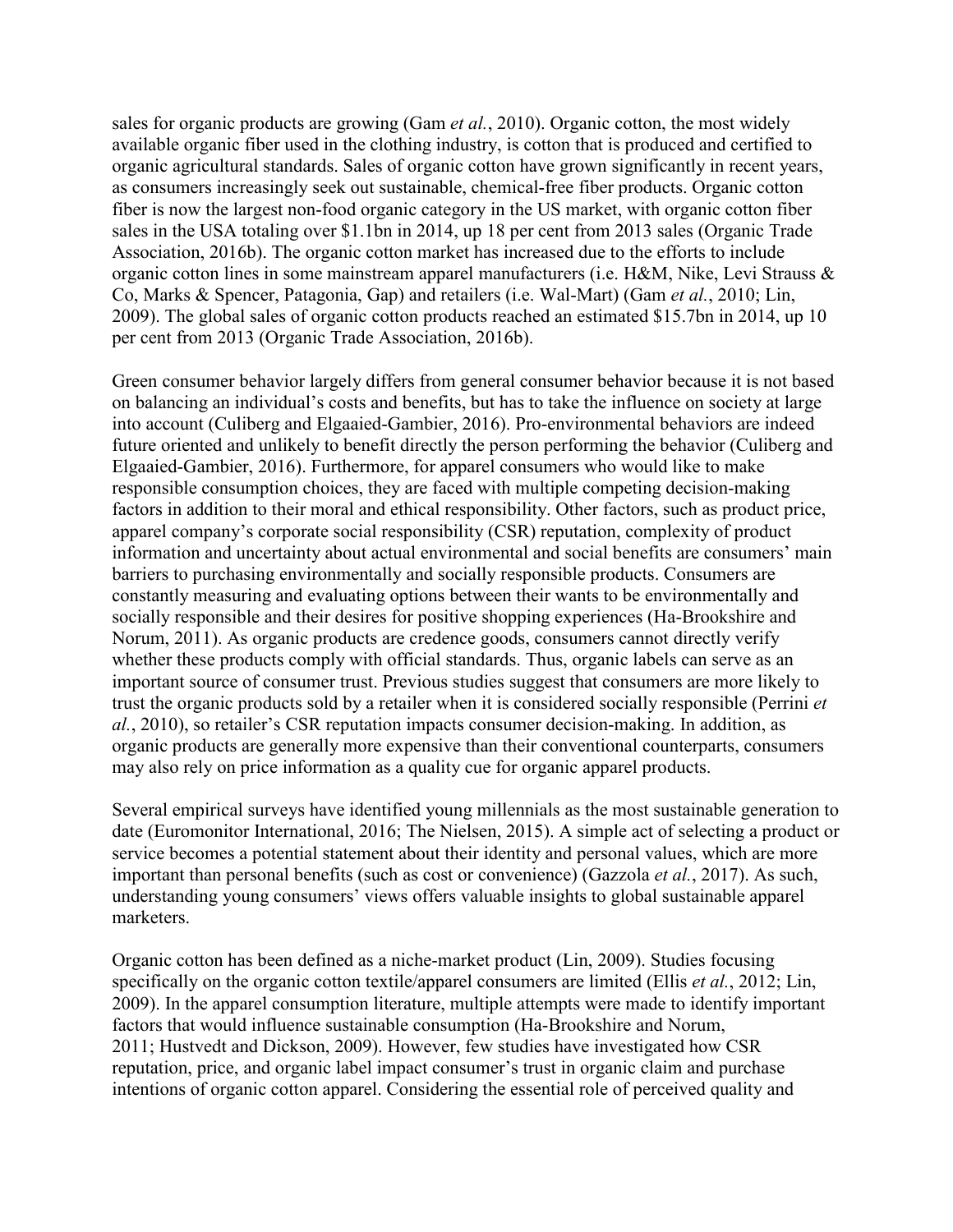sales for organic products are growing (Gam *et al.*, 2010). Organic cotton, the most widely available organic fiber used in the clothing industry, is cotton that is produced and certified to organic agricultural standards. Sales of organic cotton have grown significantly in recent years, as consumers increasingly seek out sustainable, chemical-free fiber products. Organic cotton fiber is now the largest non-food organic category in the US market, with organic cotton fiber sales in the USA totaling over $1.1bn in 2014, up 18 per cent from 2013 sales (Organic Trade Association, 2016b). The organic cotton market has increased due to the efforts to include organic cotton lines in some mainstream apparel manufacturers (i.e. H&M, Nike, Levi Strauss & Co, Marks & Spencer, Patagonia, Gap) and retailers (i.e. Wal-Mart) (Gam *et al.*, 2010; Lin, 2009). The global sales of organic cotton products reached an estimated $15.7bn in 2014, up 10 per cent from 2013 (Organic Trade Association, 2016b).

Green consumer behavior largely differs from general consumer behavior because it is not based on balancing an individual's costs and benefits, but has to take the influence on society at large into account (Culiberg and Elgaaied-Gambier, 2016). Pro-environmental behaviors are indeed future oriented and unlikely to benefit directly the person performing the behavior (Culiberg and Elgaaied-Gambier, 2016). Furthermore, for apparel consumers who would like to make responsible consumption choices, they are faced with multiple competing decision-making factors in addition to their moral and ethical responsibility. Other factors, such as product price, apparel company's corporate social responsibility (CSR) reputation, complexity of product information and uncertainty about actual environmental and social benefits are consumers' main barriers to purchasing environmentally and socially responsible products. Consumers are constantly measuring and evaluating options between their wants to be environmentally and socially responsible and their desires for positive shopping experiences (Ha-Brookshire and Norum, 2011). As organic products are credence goods, consumers cannot directly verify whether these products comply with official standards. Thus, organic labels can serve as an important source of consumer trust. Previous studies suggest that consumers are more likely to trust the organic products sold by a retailer when it is considered socially responsible (Perrini *et al.*, 2010), so retailer's CSR reputation impacts consumer decision-making. In addition, as organic products are generally more expensive than their conventional counterparts, consumers may also rely on price information as a quality cue for organic apparel products.

Several empirical surveys have identified young millennials as the most sustainable generation to date (Euromonitor International, 2016; The Nielsen, 2015). A simple act of selecting a product or service becomes a potential statement about their identity and personal values, which are more important than personal benefits (such as cost or convenience) (Gazzola *et al.*, 2017). As such, understanding young consumers' views offers valuable insights to global sustainable apparel marketers.

Organic cotton has been defined as a niche-market product (Lin, 2009). Studies focusing specifically on the organic cotton textile/apparel consumers are limited (Ellis *et al.*, 2012; Lin, 2009). In the apparel consumption literature, multiple attempts were made to identify important factors that would influence sustainable consumption (Ha-Brookshire and Norum, 2011; Hustvedt and Dickson, 2009). However, few studies have investigated how CSR reputation, price, and organic label impact consumer's trust in organic claim and purchase intentions of organic cotton apparel. Considering the essential role of perceived quality and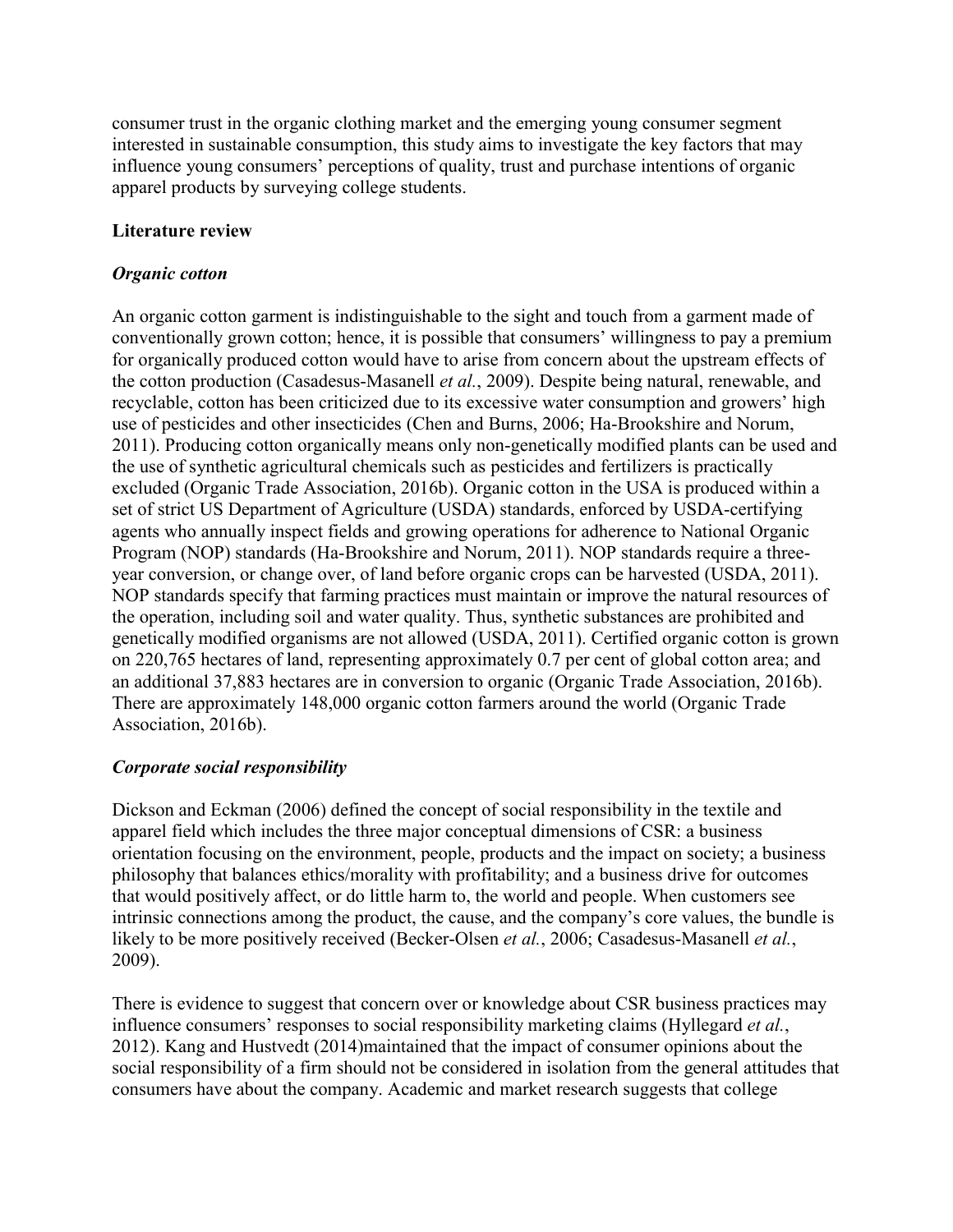consumer trust in the organic clothing market and the emerging young consumer segment interested in sustainable consumption, this study aims to investigate the key factors that may influence young consumers' perceptions of quality, trust and purchase intentions of organic apparel products by surveying college students.

## Literature review

### *Organic cotton*

An organic cotton garment is indistinguishable to the sight and touch from a garment made of conventionally grown cotton; hence, it is possible that consumers' willingness to pay a premium for organically produced cotton would have to arise from concern about the upstream effects of the cotton production (Casadesus-Masanell *et al.*, 2009). Despite being natural, renewable, and recyclable, cotton has been criticized due to its excessive water consumption and growers' high use of pesticides and other insecticides (Chen and Burns, 2006; Ha-Brookshire and Norum, 2011). Producing cotton organically means only non-genetically modified plants can be used and the use of synthetic agricultural chemicals such as pesticides and fertilizers is practically excluded (Organic Trade Association, 2016b). Organic cotton in the USA is produced within a set of strict US Department of Agriculture (USDA) standards, enforced by USDA-certifying agents who annually inspect fields and growing operations for adherence to National Organic Program (NOP) standards (Ha-Brookshire and Norum, 2011). NOP standards require a three-year conversion, or change over, of land before organic crops can be harvested (USDA, 2011). NOP standards specify that farming practices must maintain or improve the natural resources of the operation, including soil and water quality. Thus, synthetic substances are prohibited and genetically modified organisms are not allowed (USDA, 2011). Certified organic cotton is grown on 220,765 hectares of land, representing approximately 0.7 per cent of global cotton area; and an additional 37,883 hectares are in conversion to organic (Organic Trade Association, 2016b). There are approximately 148,000 organic cotton farmers around the world (Organic Trade Association, 2016b).

### *Corporate social responsibility*

Dickson and Eckman (2006) defined the concept of social responsibility in the textile and apparel field which includes the three major conceptual dimensions of CSR: a business orientation focusing on the environment, people, products and the impact on society; a business philosophy that balances ethics/morality with profitability; and a business drive for outcomes that would positively affect, or do little harm to, the world and people. When customers see intrinsic connections among the product, the cause, and the company's core values, the bundle is likely to be more positively received (Becker-Olsen *et al.*, 2006; Casadesus-Masanell *et al.*, 2009).

There is evidence to suggest that concern over or knowledge about CSR business practices may influence consumers' responses to social responsibility marketing claims (Hyllegard *et al.*, 2012). Kang and Hustvedt (2014)maintained that the impact of consumer opinions about the social responsibility of a firm should not be considered in isolation from the general attitudes that consumers have about the company. Academic and market research suggests that college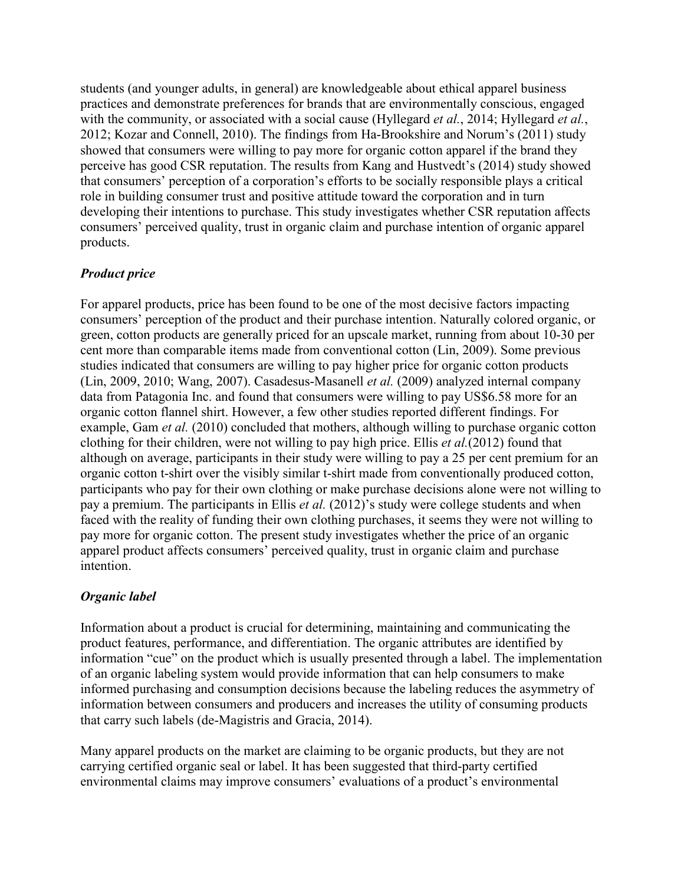students (and younger adults, in general) are knowledgeable about ethical apparel business practices and demonstrate preferences for brands that are environmentally conscious, engaged with the community, or associated with a social cause (Hyllegard *et al.*, 2014; Hyllegard *et al.*, 2012; Kozar and Connell, 2010). The findings from Ha-Brookshire and Norum's (2011) study showed that consumers were willing to pay more for organic cotton apparel if the brand they perceive has good CSR reputation. The results from Kang and Hustvedt's (2014) study showed that consumers' perception of a corporation's efforts to be socially responsible plays a critical role in building consumer trust and positive attitude toward the corporation and in turn developing their intentions to purchase. This study investigates whether CSR reputation affects consumers' perceived quality, trust in organic claim and purchase intention of organic apparel products.

### *Product price*

For apparel products, price has been found to be one of the most decisive factors impacting consumers' perception of the product and their purchase intention. Naturally colored organic, or green, cotton products are generally priced for an upscale market, running from about 10-30 per cent more than comparable items made from conventional cotton (Lin, 2009). Some previous studies indicated that consumers are willing to pay higher price for organic cotton products (Lin, 2009, 2010; Wang, 2007). Casadesus-Masanell *et al.* (2009) analyzed internal company data from Patagonia Inc. and found that consumers were willing to pay US$6.58 more for an organic cotton flannel shirt. However, a few other studies reported different findings. For example, Gam *et al.* (2010) concluded that mothers, although willing to purchase organic cotton clothing for their children, were not willing to pay high price. Ellis *et al.*(2012) found that although on average, participants in their study were willing to pay a 25 per cent premium for an organic cotton t-shirt over the visibly similar t-shirt made from conventionally produced cotton, participants who pay for their own clothing or make purchase decisions alone were not willing to pay a premium. The participants in Ellis *et al.* (2012)'s study were college students and when faced with the reality of funding their own clothing purchases, it seems they were not willing to pay more for organic cotton. The present study investigates whether the price of an organic apparel product affects consumers' perceived quality, trust in organic claim and purchase intention.

### *Organic label*

Information about a product is crucial for determining, maintaining and communicating the product features, performance, and differentiation. The organic attributes are identified by information "cue" on the product which is usually presented through a label. The implementation of an organic labeling system would provide information that can help consumers to make informed purchasing and consumption decisions because the labeling reduces the asymmetry of information between consumers and producers and increases the utility of consuming products that carry such labels (de-Magistris and Gracia, 2014).

Many apparel products on the market are claiming to be organic products, but they are not carrying certified organic seal or label. It has been suggested that third-party certified environmental claims may improve consumers' evaluations of a product's environmental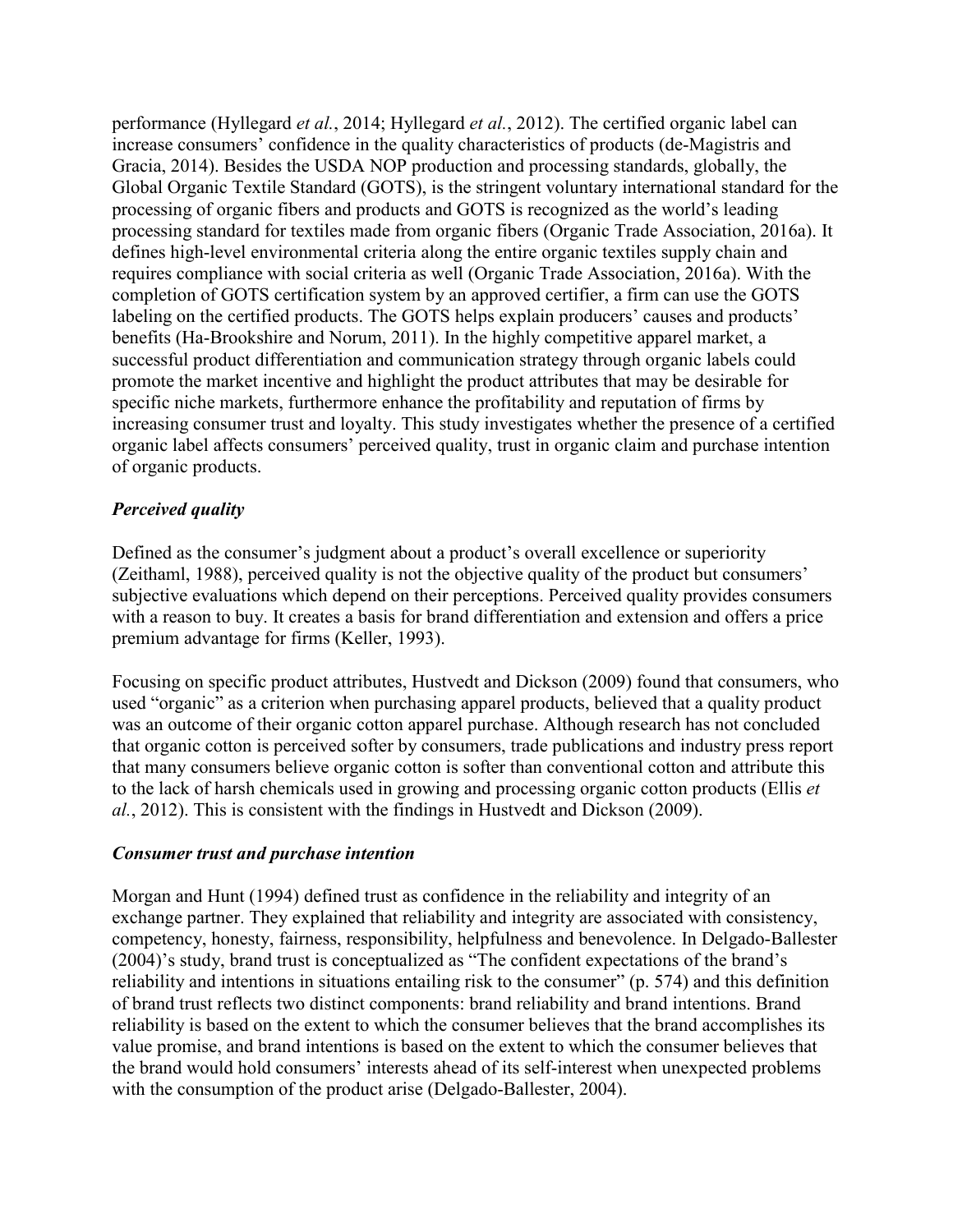performance (Hyllegard *et al.*, 2014; Hyllegard *et al.*, 2012). The certified organic label can increase consumers' confidence in the quality characteristics of products (de-Magistris and Gracia, 2014). Besides the USDA NOP production and processing standards, globally, the Global Organic Textile Standard (GOTS), is the stringent voluntary international standard for the processing of organic fibers and products and GOTS is recognized as the world's leading processing standard for textiles made from organic fibers (Organic Trade Association, 2016a). It defines high-level environmental criteria along the entire organic textiles supply chain and requires compliance with social criteria as well (Organic Trade Association, 2016a). With the completion of GOTS certification system by an approved certifier, a firm can use the GOTS labeling on the certified products. The GOTS helps explain producers' causes and products' benefits (Ha-Brookshire and Norum, 2011). In the highly competitive apparel market, a successful product differentiation and communication strategy through organic labels could promote the market incentive and highlight the product attributes that may be desirable for specific niche markets, furthermore enhance the profitability and reputation of firms by increasing consumer trust and loyalty. This study investigates whether the presence of a certified organic label affects consumers' perceived quality, trust in organic claim and purchase intention of organic products.

### *Perceived quality*

Defined as the consumer's judgment about a product's overall excellence or superiority (Zeithaml, 1988), perceived quality is not the objective quality of the product but consumers' subjective evaluations which depend on their perceptions. Perceived quality provides consumers with a reason to buy. It creates a basis for brand differentiation and extension and offers a price premium advantage for firms (Keller, 1993).

Focusing on specific product attributes, Hustvedt and Dickson (2009) found that consumers, who used "organic" as a criterion when purchasing apparel products, believed that a quality product was an outcome of their organic cotton apparel purchase. Although research has not concluded that organic cotton is perceived softer by consumers, trade publications and industry press report that many consumers believe organic cotton is softer than conventional cotton and attribute this to the lack of harsh chemicals used in growing and processing organic cotton products (Ellis *et al.*, 2012). This is consistent with the findings in Hustvedt and Dickson (2009).

### *Consumer trust and purchase intention*

Morgan and Hunt (1994) defined trust as confidence in the reliability and integrity of an exchange partner. They explained that reliability and integrity are associated with consistency, competency, honesty, fairness, responsibility, helpfulness and benevolence. In Delgado-Ballester (2004)'s study, brand trust is conceptualized as "The confident expectations of the brand's reliability and intentions in situations entailing risk to the consumer" (p. 574) and this definition of brand trust reflects two distinct components: brand reliability and brand intentions. Brand reliability is based on the extent to which the consumer believes that the brand accomplishes its value promise, and brand intentions is based on the extent to which the consumer believes that the brand would hold consumers' interests ahead of its self-interest when unexpected problems with the consumption of the product arise (Delgado-Ballester, 2004).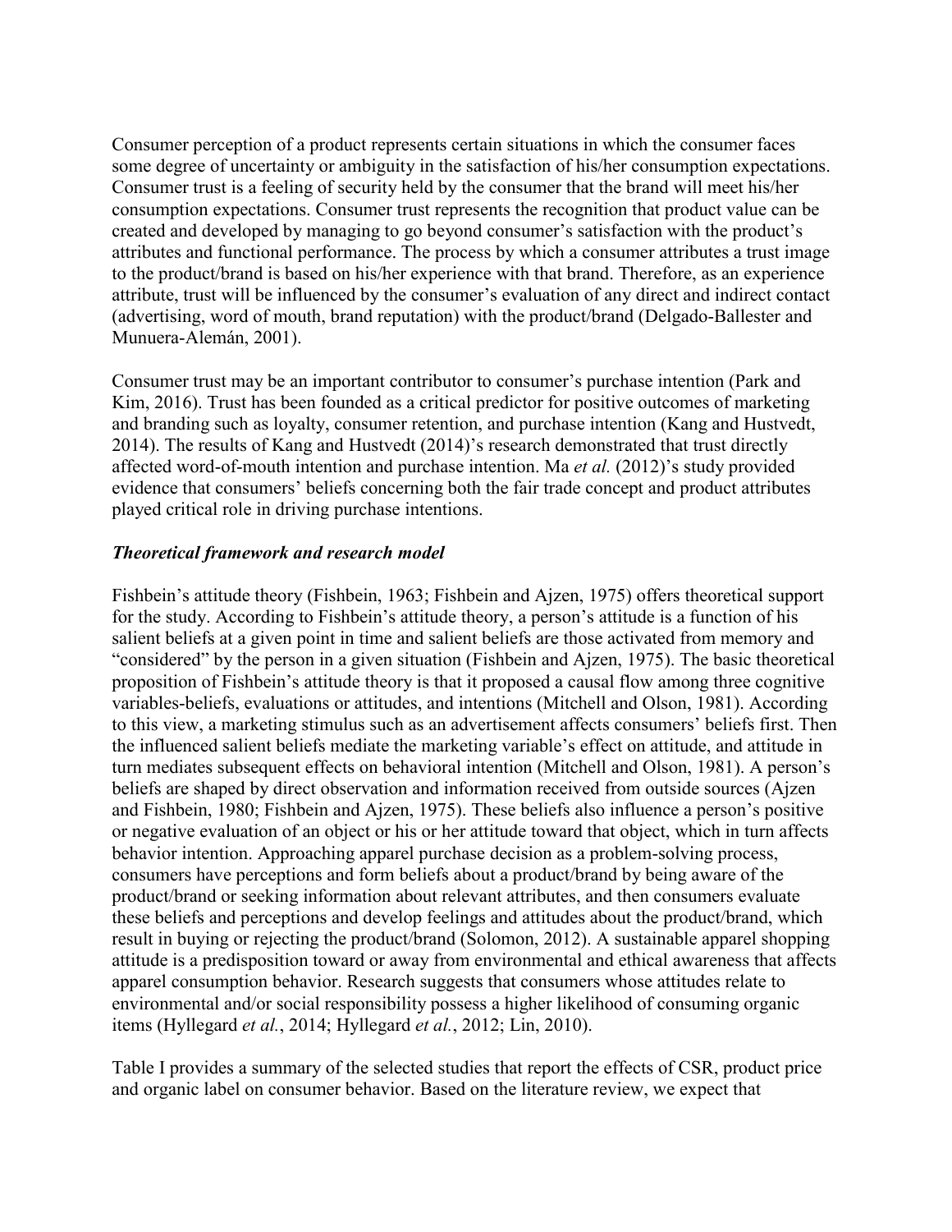Consumer perception of a product represents certain situations in which the consumer faces some degree of uncertainty or ambiguity in the satisfaction of his/her consumption expectations. Consumer trust is a feeling of security held by the consumer that the brand will meet his/her consumption expectations. Consumer trust represents the recognition that product value can be created and developed by managing to go beyond consumer's satisfaction with the product's attributes and functional performance. The process by which a consumer attributes a trust image to the product/brand is based on his/her experience with that brand. Therefore, as an experience attribute, trust will be influenced by the consumer's evaluation of any direct and indirect contact (advertising, word of mouth, brand reputation) with the product/brand (Delgado-Ballester and Munuera-Alemán, 2001).

Consumer trust may be an important contributor to consumer's purchase intention (Park and Kim, 2016). Trust has been founded as a critical predictor for positive outcomes of marketing and branding such as loyalty, consumer retention, and purchase intention (Kang and Hustvedt, 2014). The results of Kang and Hustvedt (2014)'s research demonstrated that trust directly affected word-of-mouth intention and purchase intention. Ma *et al.* (2012)'s study provided evidence that consumers' beliefs concerning both the fair trade concept and product attributes played critical role in driving purchase intentions.

### *Theoretical framework and research model*

Fishbein's attitude theory (Fishbein, 1963; Fishbein and Ajzen, 1975) offers theoretical support for the study. According to Fishbein's attitude theory, a person's attitude is a function of his salient beliefs at a given point in time and salient beliefs are those activated from memory and "considered" by the person in a given situation (Fishbein and Ajzen, 1975). The basic theoretical proposition of Fishbein's attitude theory is that it proposed a causal flow among three cognitive variables-beliefs, evaluations or attitudes, and intentions (Mitchell and Olson, 1981). According to this view, a marketing stimulus such as an advertisement affects consumers' beliefs first. Then the influenced salient beliefs mediate the marketing variable's effect on attitude, and attitude in turn mediates subsequent effects on behavioral intention (Mitchell and Olson, 1981). A person's beliefs are shaped by direct observation and information received from outside sources (Ajzen and Fishbein, 1980; Fishbein and Ajzen, 1975). These beliefs also influence a person's positive or negative evaluation of an object or his or her attitude toward that object, which in turn affects behavior intention. Approaching apparel purchase decision as a problem-solving process, consumers have perceptions and form beliefs about a product/brand by being aware of the product/brand or seeking information about relevant attributes, and then consumers evaluate these beliefs and perceptions and develop feelings and attitudes about the product/brand, which result in buying or rejecting the product/brand (Solomon, 2012). A sustainable apparel shopping attitude is a predisposition toward or away from environmental and ethical awareness that affects apparel consumption behavior. Research suggests that consumers whose attitudes relate to environmental and/or social responsibility possess a higher likelihood of consuming organic items (Hyllegard *et al.*, 2014; Hyllegard *et al.*, 2012; Lin, 2010).

Table I provides a summary of the selected studies that report the effects of CSR, product price and organic label on consumer behavior. Based on the literature review, we expect that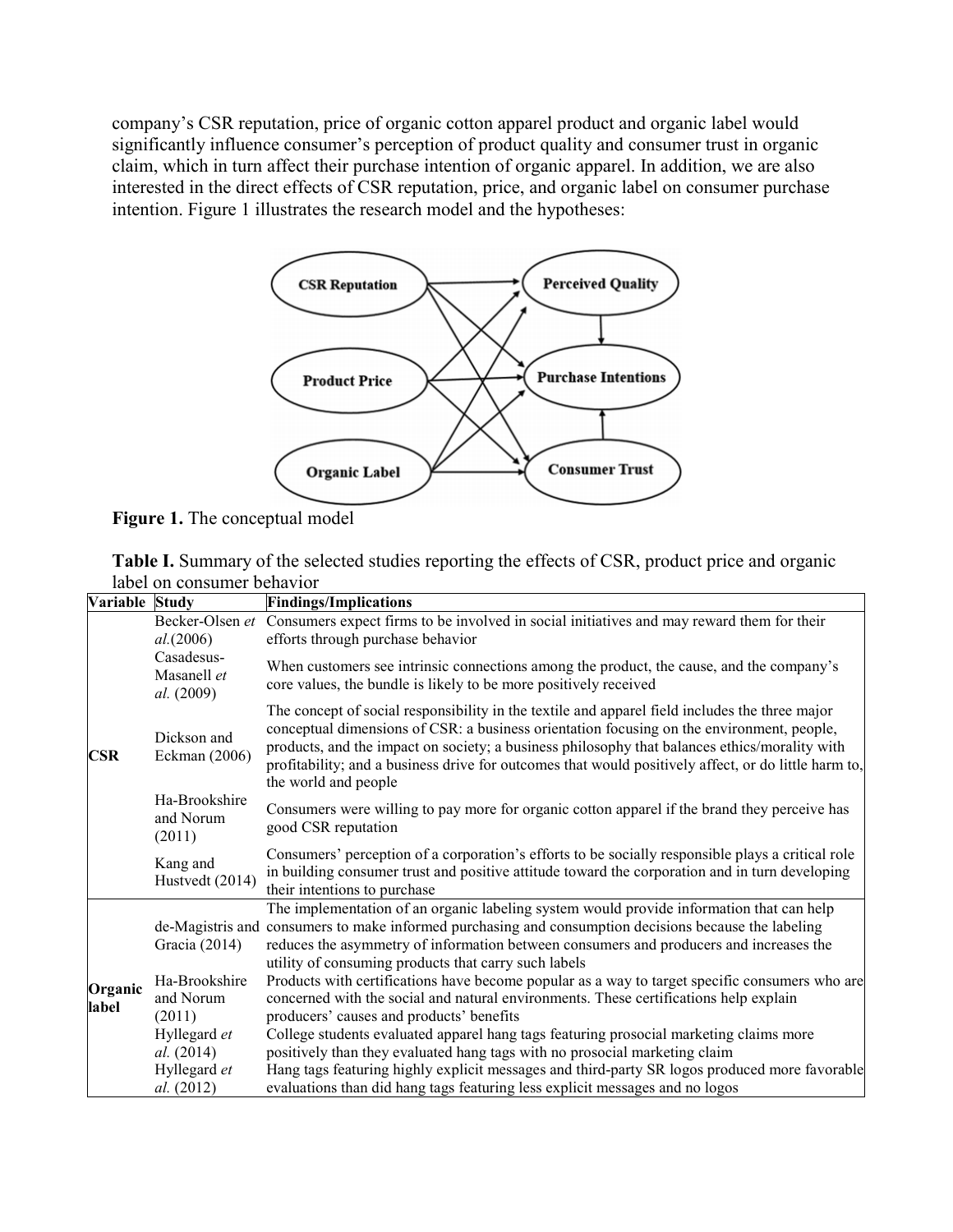company's CSR reputation, price of organic cotton apparel product and organic label would significantly influence consumer's perception of product quality and consumer trust in organic claim, which in turn affect their purchase intention of organic apparel. In addition, we are also interested in the direct effects of CSR reputation, price, and organic label on consumer purchase intention. Figure 1 illustrates the research model and the hypotheses:

**Figure 1.** The conceptual model

**Table I.** Summary of the selected studies reporting the effects of CSR, product price and organic label on consumer behavior

| Variable | Study | Findings/Implications |
|---|---|---|
| CSR | Becker-Olsen *et al.*(2006) | Consumers expect firms to be involved in social initiatives and may reward them for their efforts through purchase behavior |
| | Casadesus-Masanell *et al.* (2009) | When customers see intrinsic connections among the product, the cause, and the company's core values, the bundle is likely to be more positively received |
| | Dickson and Eckman (2006) | The concept of social responsibility in the textile and apparel field includes the three major conceptual dimensions of CSR: a business orientation focusing on the environment, people, products, and the impact on society; a business philosophy that balances ethics/morality with profitability; and a business drive for outcomes that would positively affect, or do little harm to, the world and people |
| | Ha-Brookshire and Norum (2011) | Consumers were willing to pay more for organic cotton apparel if the brand they perceive has good CSR reputation |
| | Kang and Hustvedt (2014) | Consumers' perception of a corporation's efforts to be socially responsible plays a critical role in building consumer trust and positive attitude toward the corporation and in turn developing their intentions to purchase |
| Organic label | de-Magistris and Gracia (2014) | The implementation of an organic labeling system would provide information that can help consumers to make informed purchasing and consumption decisions because the labeling reduces the asymmetry of information between consumers and producers and increases the utility of consuming products that carry such labels |
| | Ha-Brookshire and Norum (2011) | Products with certifications have become popular as a way to target specific consumers who are concerned with the social and natural environments. These certifications help explain producers' causes and products' benefits |
| | Hyllegard *et al.* (2014) | College students evaluated apparel hang tags featuring prosocial marketing claims more positively than they evaluated hang tags with no prosocial marketing claim |
| | Hyllegard *et al.* (2012) | Hang tags featuring highly explicit messages and third-party SR logos produced more favorable evaluations than did hang tags featuring less explicit messages and no logos |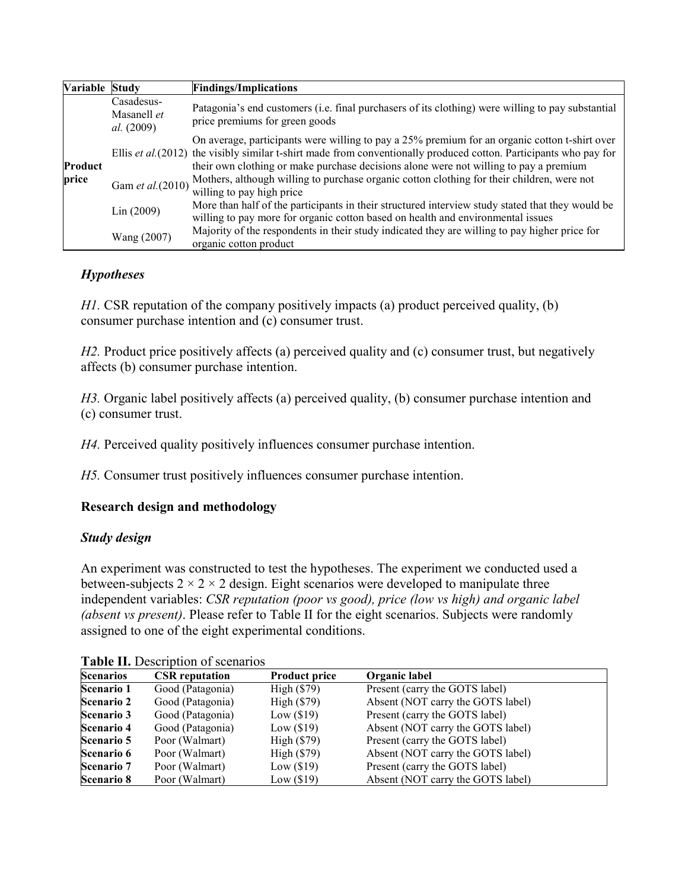| Variable | Study | Findings/Implications |
| --- | --- | --- |
| Product price | Casadesus-Masanell *et al.* (2009) | Patagonia's end customers (i.e. final purchasers of its clothing) were willing to pay substantial price premiums for green goods |
| | Ellis *et al.*(2012) | On average, participants were willing to pay a 25% premium for an organic cotton t-shirt over the visibly similar t-shirt made from conventionally produced cotton. Participants who pay for their own clothing or make purchase decisions alone were not willing to pay a premium |
| | Gam *et al.*(2010) | Mothers, although willing to purchase organic cotton clothing for their children, were not willing to pay high price |
| | Lin (2009) | More than half of the participants in their structured interview study stated that they would be willing to pay more for organic cotton based on health and environmental issues |
| | Wang (2007) | Majority of the respondents in their study indicated they are willing to pay higher price for organic cotton product |

### *Hypotheses*

*H1.* CSR reputation of the company positively impacts (a) product perceived quality, (b) consumer purchase intention and (c) consumer trust.

*H2.* Product price positively affects (a) perceived quality and (c) consumer trust, but negatively affects (b) consumer purchase intention.

*H3.* Organic label positively affects (a) perceived quality, (b) consumer purchase intention and (c) consumer trust.

*H4.* Perceived quality positively influences consumer purchase intention.

*H5.* Consumer trust positively influences consumer purchase intention.

## Research design and methodology

### *Study design*

An experiment was constructed to test the hypotheses. The experiment we conducted used a between-subjects $2 \times 2 \times 2$ design. Eight scenarios were developed to manipulate three independent variables: *CSR reputation (poor vs good), price (low vs high) and organic label (absent vs present)*. Please refer to Table II for the eight scenarios. Subjects were randomly assigned to one of the eight experimental conditions.

**Table II.** Description of scenarios

| Scenarios | CSR reputation | Product price | Organic label |
| --- | --- | --- | --- |
| **Scenario 1** | Good (Patagonia) | High ($79) | Present (carry the GOTS label) |
| **Scenario 2** | Good (Patagonia) | High ($79) | Absent (NOT carry the GOTS label) |
| **Scenario 3** | Good (Patagonia) | Low ($19) | Present (carry the GOTS label) |
| **Scenario 4** | Good (Patagonia) | Low ($19) | Absent (NOT carry the GOTS label) |
| **Scenario 5** | Poor (Walmart) | High ($79) | Present (carry the GOTS label) |
| **Scenario 6** | Poor (Walmart) | High ($79) | Absent (NOT carry the GOTS label) |
| **Scenario 7** | Poor (Walmart) | Low ($19) | Present (carry the GOTS label) |
| **Scenario 8** | Poor (Walmart) | Low ($19) | Absent (NOT carry the GOTS label) |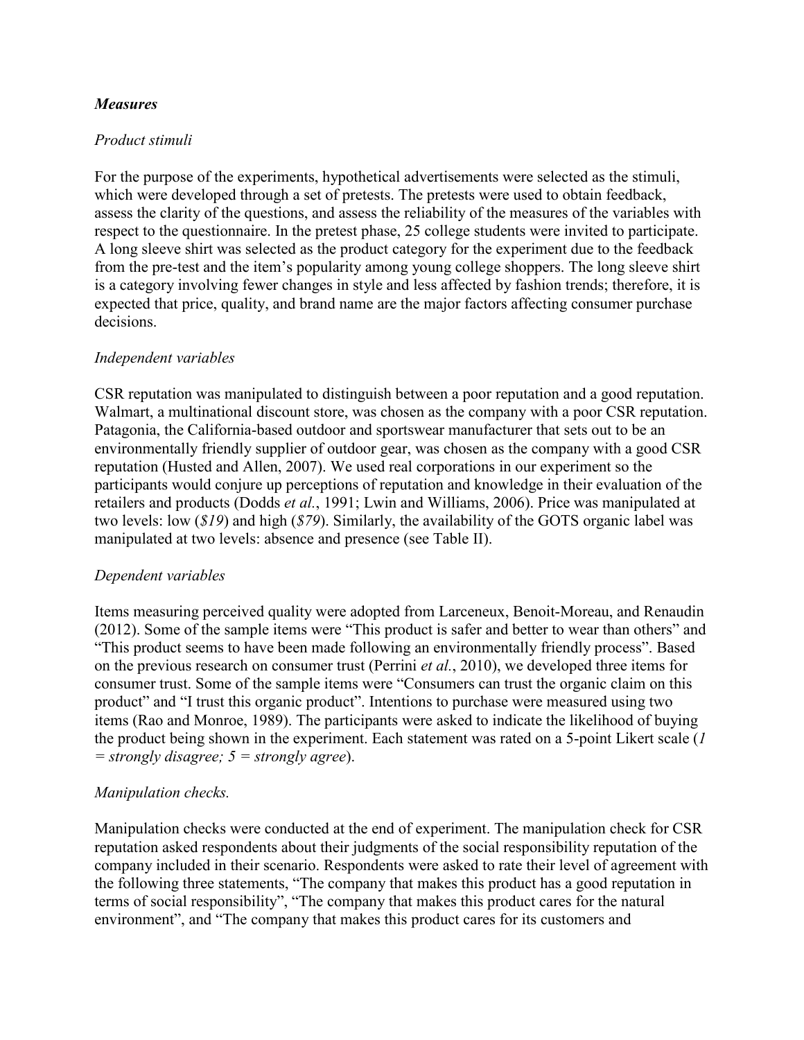### *Measures*

#### *Product stimuli*

For the purpose of the experiments, hypothetical advertisements were selected as the stimuli, which were developed through a set of pretests. The pretests were used to obtain feedback, assess the clarity of the questions, and assess the reliability of the measures of the variables with respect to the questionnaire. In the pretest phase, 25 college students were invited to participate. A long sleeve shirt was selected as the product category for the experiment due to the feedback from the pre-test and the item's popularity among young college shoppers. The long sleeve shirt is a category involving fewer changes in style and less affected by fashion trends; therefore, it is expected that price, quality, and brand name are the major factors affecting consumer purchase decisions.

#### *Independent variables*

CSR reputation was manipulated to distinguish between a poor reputation and a good reputation. Walmart, a multinational discount store, was chosen as the company with a poor CSR reputation. Patagonia, the California-based outdoor and sportswear manufacturer that sets out to be an environmentally friendly supplier of outdoor gear, was chosen as the company with a good CSR reputation (Husted and Allen, 2007). We used real corporations in our experiment so the participants would conjure up perceptions of reputation and knowledge in their evaluation of the retailers and products (Dodds *et al.*, 1991; Lwin and Williams, 2006). Price was manipulated at two levels: low (*$19*) and high (*$79*). Similarly, the availability of the GOTS organic label was manipulated at two levels: absence and presence (see Table II).

#### *Dependent variables*

Items measuring perceived quality were adopted from Larceneux, Benoit-Moreau, and Renaudin (2012). Some of the sample items were "This product is safer and better to wear than others" and "This product seems to have been made following an environmentally friendly process". Based on the previous research on consumer trust (Perrini *et al.*, 2010), we developed three items for consumer trust. Some of the sample items were "Consumers can trust the organic claim on this product" and "I trust this organic product". Intentions to purchase were measured using two items (Rao and Monroe, 1989). The participants were asked to indicate the likelihood of buying the product being shown in the experiment. Each statement was rated on a 5-point Likert scale (*1 = strongly disagree; 5 = strongly agree*).

#### *Manipulation checks.*

Manipulation checks were conducted at the end of experiment. The manipulation check for CSR reputation asked respondents about their judgments of the social responsibility reputation of the company included in their scenario. Respondents were asked to rate their level of agreement with the following three statements, "The company that makes this product has a good reputation in terms of social responsibility", "The company that makes this product cares for the natural environment", and "The company that makes this product cares for its customers and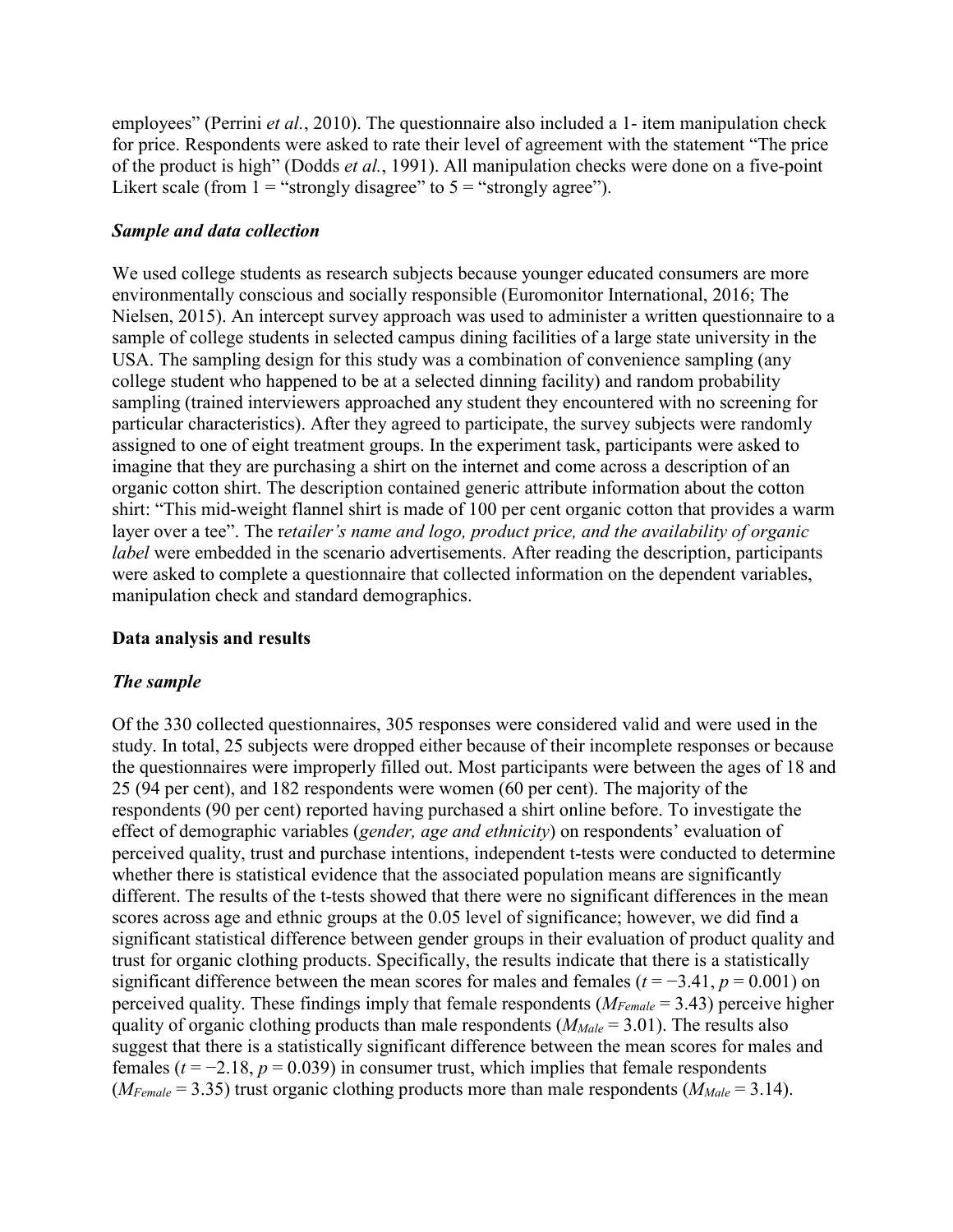employees" (Perrini *et al.*, 2010). The questionnaire also included a 1- item manipulation check for price. Respondents were asked to rate their level of agreement with the statement "The price of the product is high" (Dodds *et al.*, 1991). All manipulation checks were done on a five-point Likert scale (from 1 = "strongly disagree" to 5 = "strongly agree").

### *Sample and data collection*

We used college students as research subjects because younger educated consumers are more environmentally conscious and socially responsible (Euromonitor International, 2016; The Nielsen, 2015). An intercept survey approach was used to administer a written questionnaire to a sample of college students in selected campus dining facilities of a large state university in the USA. The sampling design for this study was a combination of convenience sampling (any college student who happened to be at a selected dinning facility) and random probability sampling (trained interviewers approached any student they encountered with no screening for particular characteristics). After they agreed to participate, the survey subjects were randomly assigned to one of eight treatment groups. In the experiment task, participants were asked to imagine that they are purchasing a shirt on the internet and come across a description of an organic cotton shirt. The description contained generic attribute information about the cotton shirt: "This mid-weight flannel shirt is made of 100 per cent organic cotton that provides a warm layer over a tee". The r*etailer's name and logo, product price, and the availability of organic label* were embedded in the scenario advertisements. After reading the description, participants were asked to complete a questionnaire that collected information on the dependent variables, manipulation check and standard demographics.

## Data analysis and results

### *The sample*

Of the 330 collected questionnaires, 305 responses were considered valid and were used in the study. In total, 25 subjects were dropped either because of their incomplete responses or because the questionnaires were improperly filled out. Most participants were between the ages of 18 and 25 (94 per cent), and 182 respondents were women (60 per cent). The majority of the respondents (90 per cent) reported having purchased a shirt online before. To investigate the effect of demographic variables (*gender, age and ethnicity*) on respondents' evaluation of perceived quality, trust and purchase intentions, independent t-tests were conducted to determine whether there is statistical evidence that the associated population means are significantly different. The results of the t-tests showed that there were no significant differences in the mean scores across age and ethnic groups at the 0.05 level of significance; however, we did find a significant statistical difference between gender groups in their evaluation of product quality and trust for organic clothing products. Specifically, the results indicate that there is a statistically significant difference between the mean scores for males and females ($t = -3.41$, $p = 0.001$) on perceived quality. These findings imply that female respondents ($M_{Female} = 3.43$) perceive higher quality of organic clothing products than male respondents ($M_{Male} = 3.01$). The results also suggest that there is a statistically significant difference between the mean scores for males and females ($t = -2.18$, $p = 0.039$) in consumer trust, which implies that female respondents ($M_{Female} = 3.35$) trust organic clothing products more than male respondents ($M_{Male} = 3.14$).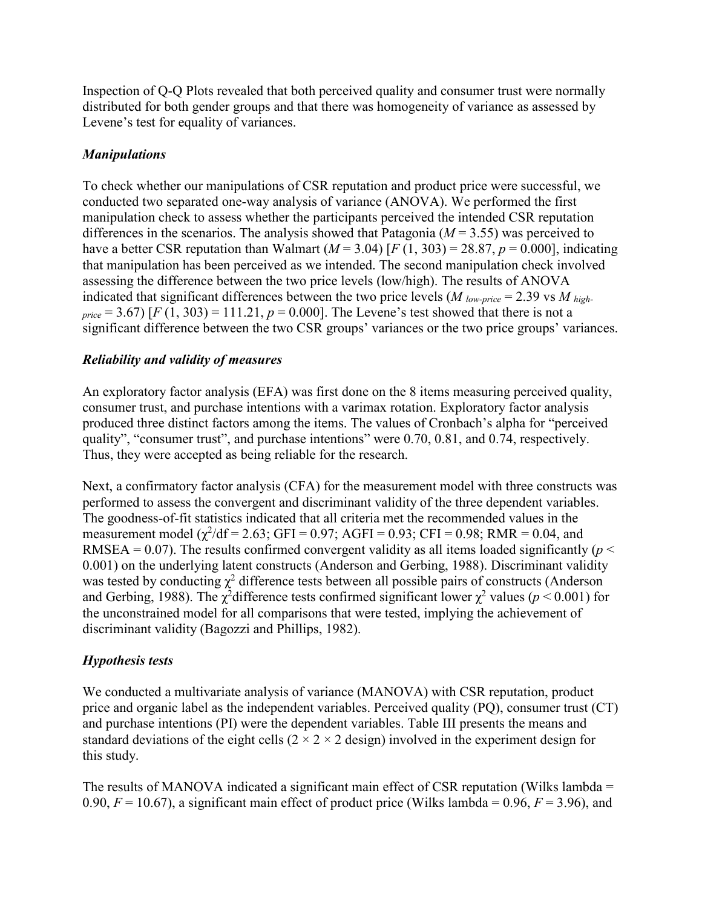Inspection of Q-Q Plots revealed that both perceived quality and consumer trust were normally distributed for both gender groups and that there was homogeneity of variance as assessed by Levene's test for equality of variances.

### *Manipulations*

To check whether our manipulations of CSR reputation and product price were successful, we conducted two separated one-way analysis of variance (ANOVA). We performed the first manipulation check to assess whether the participants perceived the intended CSR reputation differences in the scenarios. The analysis showed that Patagonia ($M = 3.55$) was perceived to have a better CSR reputation than Walmart ($M = 3.04$) [$F(1, 303) = 28.87$, $p = 0.000$], indicating that manipulation has been perceived as we intended. The second manipulation check involved assessing the difference between the two price levels (low/high). The results of ANOVA indicated that significant differences between the two price levels ($M_{low\text{-}price} = 2.39$ vs $M_{high\text{-}price} = 3.67$) [$F(1, 303) = 111.21$, $p = 0.000$]. The Levene's test showed that there is not a significant difference between the two CSR groups' variances or the two price groups' variances.

### *Reliability and validity of measures*

An exploratory factor analysis (EFA) was first done on the 8 items measuring perceived quality, consumer trust, and purchase intentions with a varimax rotation. Exploratory factor analysis produced three distinct factors among the items. The values of Cronbach's alpha for "perceived quality", "consumer trust", and purchase intentions" were 0.70, 0.81, and 0.74, respectively. Thus, they were accepted as being reliable for the research.

Next, a confirmatory factor analysis (CFA) for the measurement model with three constructs was performed to assess the convergent and discriminant validity of the three dependent variables. The goodness-of-fit statistics indicated that all criteria met the recommended values in the measurement model ($\chi^2/\text{df} = 2.63$; GFI = 0.97; AGFI = 0.93; CFI = 0.98; RMR = 0.04, and RMSEA = 0.07). The results confirmed convergent validity as all items loaded significantly ($p < 0.001$) on the underlying latent constructs (Anderson and Gerbing, 1988). Discriminant validity was tested by conducting $\chi^2$ difference tests between all possible pairs of constructs (Anderson and Gerbing, 1988). The $\chi^2$difference tests confirmed significant lower $\chi^2$ values ($p < 0.001$) for the unconstrained model for all comparisons that were tested, implying the achievement of discriminant validity (Bagozzi and Phillips, 1982).

### *Hypothesis tests*

We conducted a multivariate analysis of variance (MANOVA) with CSR reputation, product price and organic label as the independent variables. Perceived quality (PQ), consumer trust (CT) and purchase intentions (PI) were the dependent variables. Table III presents the means and standard deviations of the eight cells (2 × 2 × 2 design) involved in the experiment design for this study.

The results of MANOVA indicated a significant main effect of CSR reputation (Wilks lambda = 0.90, $F = 10.67$), a significant main effect of product price (Wilks lambda = 0.96, $F = 3.96$), and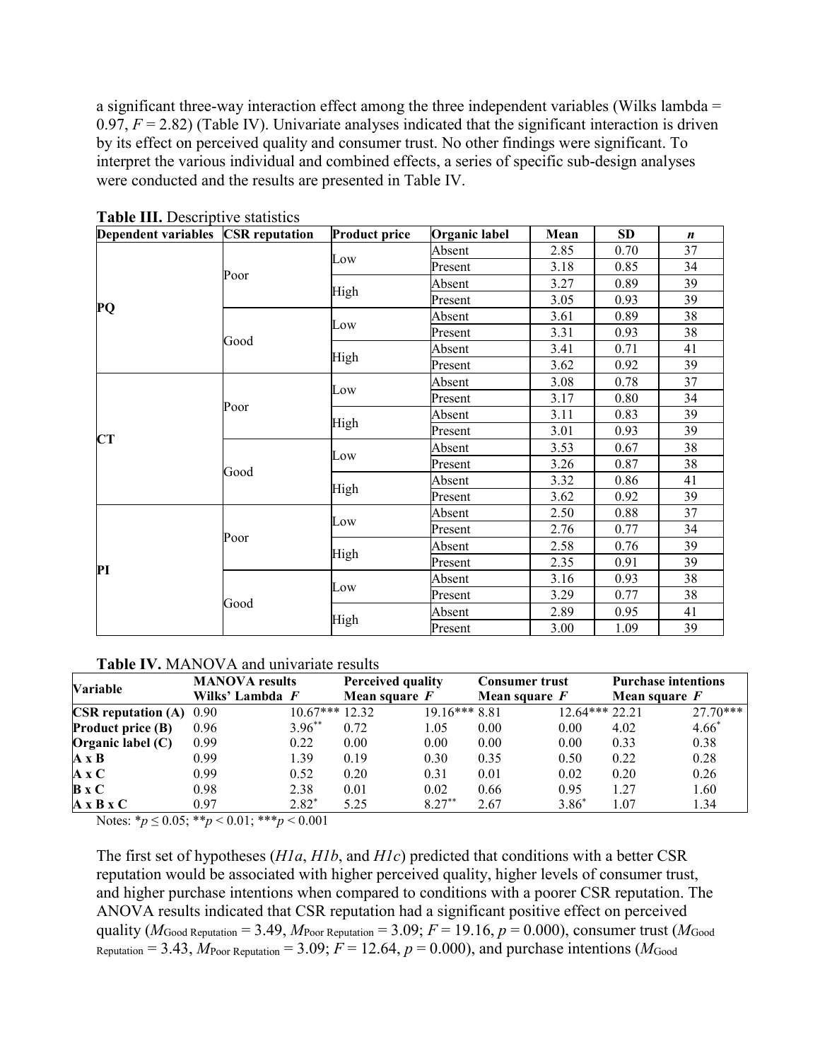a significant three-way interaction effect among the three independent variables (Wilks lambda = 0.97, $F = 2.82$) (Table IV). Univariate analyses indicated that the significant interaction is driven by its effect on perceived quality and consumer trust. No other findings were significant. To interpret the various individual and combined effects, a series of specific sub-design analyses were conducted and the results are presented in Table IV.

**Table III.** Descriptive statistics

| Dependent variables | CSR reputation | Product price | Organic label | Mean | SD | *n* |
|---|---|---|---|---|---|---|
| PQ | Poor | Low | Absent | 2.85 | 0.70 | 37 |
| | | | Present | 3.18 | 0.85 | 34 |
| | | High | Absent | 3.27 | 0.89 | 39 |
| | | | Present | 3.05 | 0.93 | 39 |
| | Good | Low | Absent | 3.61 | 0.89 | 38 |
| | | | Present | 3.31 | 0.93 | 38 |
| | | High | Absent | 3.41 | 0.71 | 41 |
| | | | Present | 3.62 | 0.92 | 39 |
| CT | Poor | Low | Absent | 3.08 | 0.78 | 37 |
| | | | Present | 3.17 | 0.80 | 34 |
| | | High | Absent | 3.11 | 0.83 | 39 |
| | | | Present | 3.01 | 0.93 | 39 |
| | Good | Low | Absent | 3.53 | 0.67 | 38 |
| | | | Present | 3.26 | 0.87 | 38 |
| | | High | Absent | 3.32 | 0.86 | 41 |
| | | | Present | 3.62 | 0.92 | 39 |
| PI | Poor | Low | Absent | 2.50 | 0.88 | 37 |
| | | | Present | 2.76 | 0.77 | 34 |
| | | High | Absent | 2.58 | 0.76 | 39 |
| | | | Present | 2.35 | 0.91 | 39 |
| | Good | Low | Absent | 3.16 | 0.93 | 38 |
| | | | Present | 3.29 | 0.77 | 38 |
| | | High | Absent | 2.89 | 0.95 | 41 |
| | | | Present | 3.00 | 1.09 | 39 |

**Table IV.** MANOVA and univariate results

| Variable | MANOVA results | | Perceived quality | | Consumer trust | | Purchase intentions | |
|---|---|---|---|---|---|---|---|---|
| | Wilks' Lambda | *F* | Mean square | *F* | Mean square | *F* | Mean square | *F* |
| **CSR reputation (A)** | 0.90 | 10.67*** | 12.32 | 19.16*** | 8.81 | 12.64*** | 22.21 | 27.70*** |
| **Product price (B)** | 0.96 | 3.96** | 0.72 | 1.05 | 0.00 | 0.00 | 4.02 | 4.66* |
| **Organic label (C)** | 0.99 | 0.22 | 0.00 | 0.00 | 0.00 | 0.00 | 0.33 | 0.38 |
| **A x B** | 0.99 | 1.39 | 0.19 | 0.30 | 0.35 | 0.50 | 0.22 | 0.28 |
| **A x C** | 0.99 | 0.52 | 0.20 | 0.31 | 0.01 | 0.02 | 0.20 | 0.26 |
| **B x C** | 0.98 | 2.38 | 0.01 | 0.02 | 0.66 | 0.95 | 1.27 | 1.60 |
| **A x B x C** | 0.97 | 2.82* | 5.25 | 8.27** | 2.67 | 3.86* | 1.07 | 1.34 |

Notes: $*p \leq 0.05$; $**p < 0.01$; $***p < 0.001$

The first set of hypotheses (*H1a*, *H1b*, and *H1c*) predicted that conditions with a better CSR reputation would be associated with higher perceived quality, higher levels of consumer trust, and higher purchase intentions when compared to conditions with a poorer CSR reputation. The ANOVA results indicated that CSR reputation had a significant positive effect on perceived quality ($M_{\text{Good Reputation}} = 3.49$, $M_{\text{Poor Reputation}} = 3.09$; $F = 19.16$, $p = 0.000$), consumer trust ($M_{\text{Good Reputation}} = 3.43$, $M_{\text{Poor Reputation}} = 3.09$; $F = 12.64$, $p = 0.000$), and purchase intentions ($M_{\text{Good}}$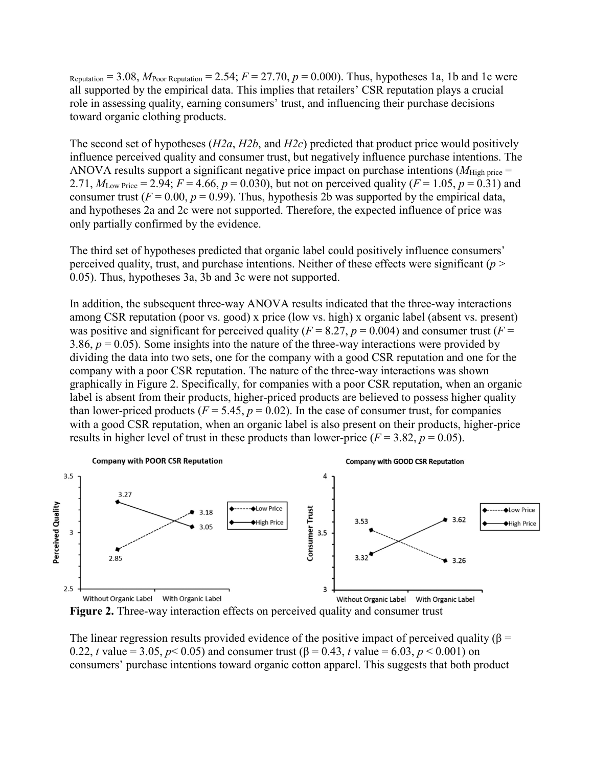$_{\text{Reputation}} = 3.08$, $M_{\text{Poor Reputation}} = 2.54$; $F = 27.70$, $p = 0.000$). Thus, hypotheses 1a, 1b and 1c were all supported by the empirical data. This implies that retailers' CSR reputation plays a crucial role in assessing quality, earning consumers' trust, and influencing their purchase decisions toward organic clothing products.

The second set of hypotheses (*H2a*, *H2b*, and *H2c*) predicted that product price would positively influence perceived quality and consumer trust, but negatively influence purchase intentions. The ANOVA results support a significant negative price impact on purchase intentions ($M_{\text{High price}} = 2.71$, $M_{\text{Low Price}} = 2.94$; $F = 4.66$, $p = 0.030$), but not on perceived quality ($F = 1.05$, $p = 0.31$) and consumer trust ($F = 0.00$, $p = 0.99$). Thus, hypothesis 2b was supported by the empirical data, and hypotheses 2a and 2c were not supported. Therefore, the expected influence of price was only partially confirmed by the evidence.

The third set of hypotheses predicted that organic label could positively influence consumers' perceived quality, trust, and purchase intentions. Neither of these effects were significant ($p > 0.05$). Thus, hypotheses 3a, 3b and 3c were not supported.

In addition, the subsequent three-way ANOVA results indicated that the three-way interactions among CSR reputation (poor vs. good) x price (low vs. high) x organic label (absent vs. present) was positive and significant for perceived quality ($F = 8.27$, $p = 0.004$) and consumer trust ($F = 3.86$, $p = 0.05$). Some insights into the nature of the three-way interactions were provided by dividing the data into two sets, one for the company with a good CSR reputation and one for the company with a poor CSR reputation. The nature of the three-way interactions was shown graphically in Figure 2. Specifically, for companies with a poor CSR reputation, when an organic label is absent from their products, higher-priced products are believed to possess higher quality than lower-priced products ($F = 5.45$, $p = 0.02$). In the case of consumer trust, for companies with a good CSR reputation, when an organic label is also present on their products, higher-price results in higher level of trust in these products than lower-price ($F = 3.82$, $p = 0.05$).

**Figure 2.** Three-way interaction effects on perceived quality and consumer trust

The linear regression results provided evidence of the positive impact of perceived quality ($\beta = 0.22$, *t* value = 3.05, $p < 0.05$) and consumer trust ($\beta = 0.43$, *t* value = 6.03, $p < 0.001$) on consumers' purchase intentions toward organic cotton apparel. This suggests that both product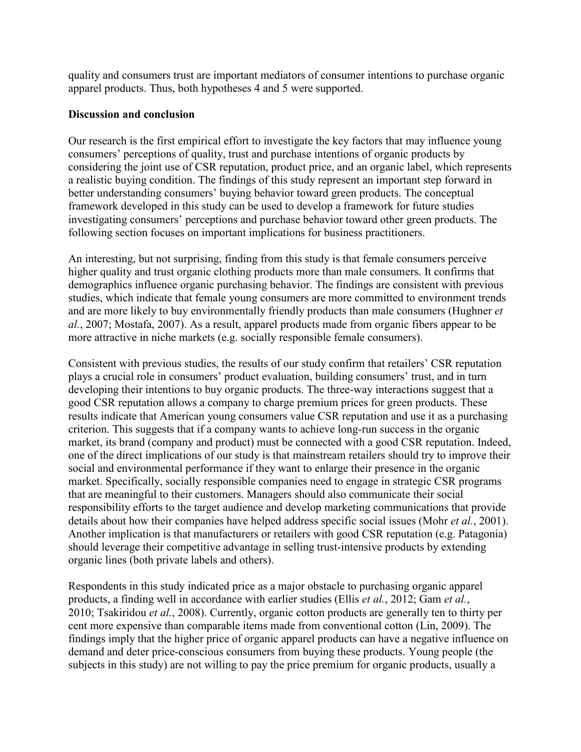quality and consumers trust are important mediators of consumer intentions to purchase organic apparel products. Thus, both hypotheses 4 and 5 were supported.

## Discussion and conclusion

Our research is the first empirical effort to investigate the key factors that may influence young consumers' perceptions of quality, trust and purchase intentions of organic products by considering the joint use of CSR reputation, product price, and an organic label, which represents a realistic buying condition. The findings of this study represent an important step forward in better understanding consumers' buying behavior toward green products. The conceptual framework developed in this study can be used to develop a framework for future studies investigating consumers' perceptions and purchase behavior toward other green products. The following section focuses on important implications for business practitioners.

An interesting, but not surprising, finding from this study is that female consumers perceive higher quality and trust organic clothing products more than male consumers. It confirms that demographics influence organic purchasing behavior. The findings are consistent with previous studies, which indicate that female young consumers are more committed to environment trends and are more likely to buy environmentally friendly products than male consumers (Hughner *et al.*, 2007; Mostafa, 2007). As a result, apparel products made from organic fibers appear to be more attractive in niche markets (e.g. socially responsible female consumers).

Consistent with previous studies, the results of our study confirm that retailers' CSR reputation plays a crucial role in consumers' product evaluation, building consumers' trust, and in turn developing their intentions to buy organic products. The three-way interactions suggest that a good CSR reputation allows a company to charge premium prices for green products. These results indicate that American young consumers value CSR reputation and use it as a purchasing criterion. This suggests that if a company wants to achieve long-run success in the organic market, its brand (company and product) must be connected with a good CSR reputation. Indeed, one of the direct implications of our study is that mainstream retailers should try to improve their social and environmental performance if they want to enlarge their presence in the organic market. Specifically, socially responsible companies need to engage in strategic CSR programs that are meaningful to their customers. Managers should also communicate their social responsibility efforts to the target audience and develop marketing communications that provide details about how their companies have helped address specific social issues (Mohr *et al.*, 2001). Another implication is that manufacturers or retailers with good CSR reputation (e.g. Patagonia) should leverage their competitive advantage in selling trust-intensive products by extending organic lines (both private labels and others).

Respondents in this study indicated price as a major obstacle to purchasing organic apparel products, a finding well in accordance with earlier studies (Ellis *et al.*, 2012; Gam *et al.*, 2010; Tsakiridou *et al.*, 2008). Currently, organic cotton products are generally ten to thirty per cent more expensive than comparable items made from conventional cotton (Lin, 2009). The findings imply that the higher price of organic apparel products can have a negative influence on demand and deter price-conscious consumers from buying these products. Young people (the subjects in this study) are not willing to pay the price premium for organic products, usually a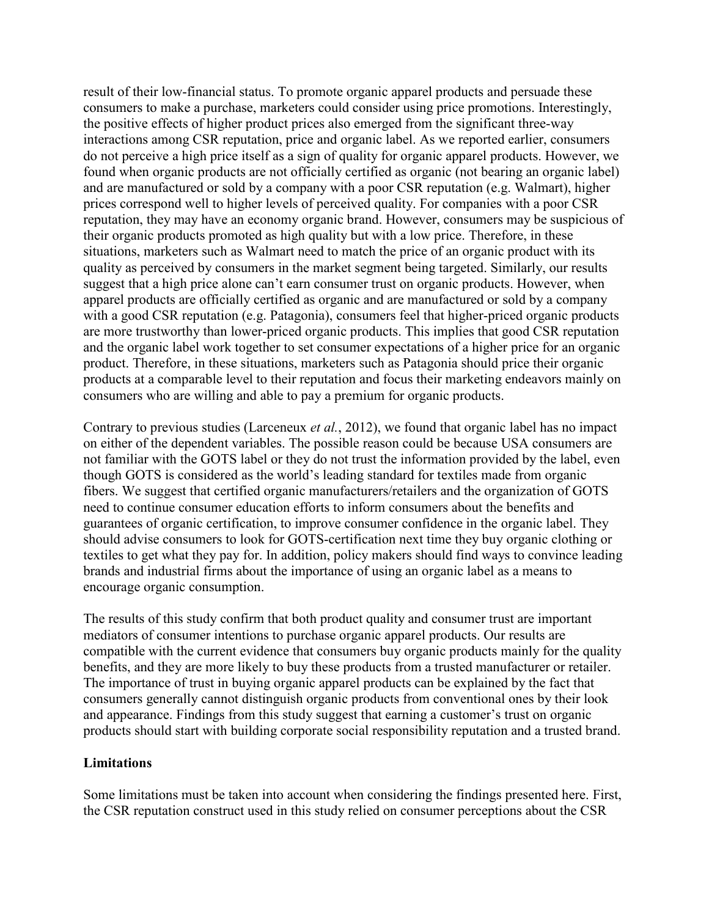result of their low-financial status. To promote organic apparel products and persuade these consumers to make a purchase, marketers could consider using price promotions. Interestingly, the positive effects of higher product prices also emerged from the significant three-way interactions among CSR reputation, price and organic label. As we reported earlier, consumers do not perceive a high price itself as a sign of quality for organic apparel products. However, we found when organic products are not officially certified as organic (not bearing an organic label) and are manufactured or sold by a company with a poor CSR reputation (e.g. Walmart), higher prices correspond well to higher levels of perceived quality. For companies with a poor CSR reputation, they may have an economy organic brand. However, consumers may be suspicious of their organic products promoted as high quality but with a low price. Therefore, in these situations, marketers such as Walmart need to match the price of an organic product with its quality as perceived by consumers in the market segment being targeted. Similarly, our results suggest that a high price alone can't earn consumer trust on organic products. However, when apparel products are officially certified as organic and are manufactured or sold by a company with a good CSR reputation (e.g. Patagonia), consumers feel that higher-priced organic products are more trustworthy than lower-priced organic products. This implies that good CSR reputation and the organic label work together to set consumer expectations of a higher price for an organic product. Therefore, in these situations, marketers such as Patagonia should price their organic products at a comparable level to their reputation and focus their marketing endeavors mainly on consumers who are willing and able to pay a premium for organic products.

Contrary to previous studies (Larceneux *et al.*, 2012), we found that organic label has no impact on either of the dependent variables. The possible reason could be because USA consumers are not familiar with the GOTS label or they do not trust the information provided by the label, even though GOTS is considered as the world's leading standard for textiles made from organic fibers. We suggest that certified organic manufacturers/retailers and the organization of GOTS need to continue consumer education efforts to inform consumers about the benefits and guarantees of organic certification, to improve consumer confidence in the organic label. They should advise consumers to look for GOTS-certification next time they buy organic clothing or textiles to get what they pay for. In addition, policy makers should find ways to convince leading brands and industrial firms about the importance of using an organic label as a means to encourage organic consumption.

The results of this study confirm that both product quality and consumer trust are important mediators of consumer intentions to purchase organic apparel products. Our results are compatible with the current evidence that consumers buy organic products mainly for the quality benefits, and they are more likely to buy these products from a trusted manufacturer or retailer. The importance of trust in buying organic apparel products can be explained by the fact that consumers generally cannot distinguish organic products from conventional ones by their look and appearance. Findings from this study suggest that earning a customer's trust on organic products should start with building corporate social responsibility reputation and a trusted brand.

## Limitations

Some limitations must be taken into account when considering the findings presented here. First, the CSR reputation construct used in this study relied on consumer perceptions about the CSR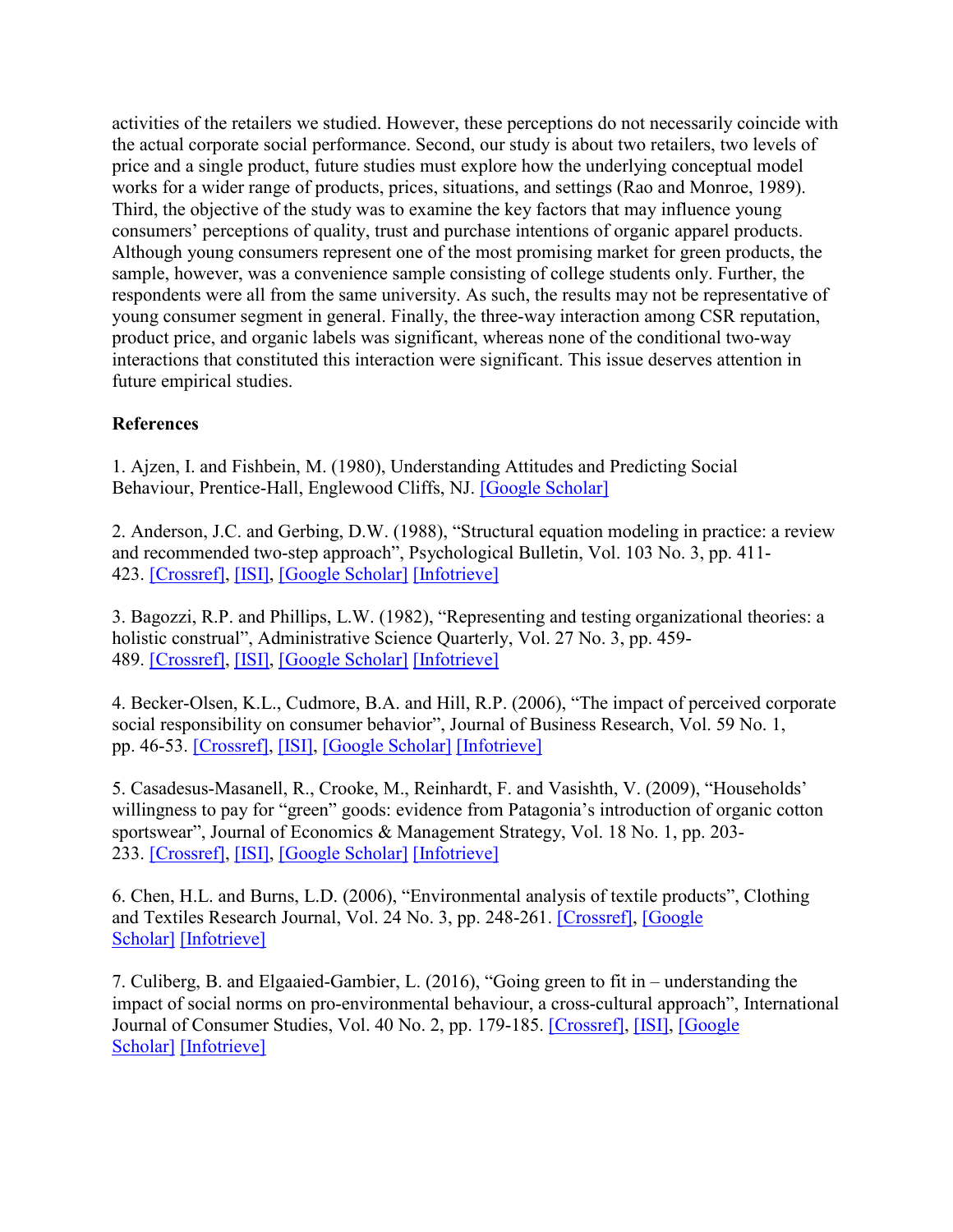activities of the retailers we studied. However, these perceptions do not necessarily coincide with the actual corporate social performance. Second, our study is about two retailers, two levels of price and a single product, future studies must explore how the underlying conceptual model works for a wider range of products, prices, situations, and settings (Rao and Monroe, 1989). Third, the objective of the study was to examine the key factors that may influence young consumers' perceptions of quality, trust and purchase intentions of organic apparel products. Although young consumers represent one of the most promising market for green products, the sample, however, was a convenience sample consisting of college students only. Further, the respondents were all from the same university. As such, the results may not be representative of young consumer segment in general. Finally, the three-way interaction among CSR reputation, product price, and organic labels was significant, whereas none of the conditional two-way interactions that constituted this interaction were significant. This issue deserves attention in future empirical studies.

**References**

1. Ajzen, I. and Fishbein, M. (1980), Understanding Attitudes and Predicting Social Behaviour, Prentice-Hall, Englewood Cliffs, NJ. [Google Scholar]

2. Anderson, J.C. and Gerbing, D.W. (1988), "Structural equation modeling in practice: a review and recommended two-step approach", Psychological Bulletin, Vol. 103 No. 3, pp. 411-423. [Crossref], [ISI], [Google Scholar] [Infotrieve]

3. Bagozzi, R.P. and Phillips, L.W. (1982), "Representing and testing organizational theories: a holistic construal", Administrative Science Quarterly, Vol. 27 No. 3, pp. 459-489. [Crossref], [ISI], [Google Scholar] [Infotrieve]

4. Becker-Olsen, K.L., Cudmore, B.A. and Hill, R.P. (2006), "The impact of perceived corporate social responsibility on consumer behavior", Journal of Business Research, Vol. 59 No. 1, pp. 46-53. [Crossref], [ISI], [Google Scholar] [Infotrieve]

5. Casadesus-Masanell, R., Crooke, M., Reinhardt, F. and Vasishth, V. (2009), "Households' willingness to pay for "green" goods: evidence from Patagonia's introduction of organic cotton sportswear", Journal of Economics & Management Strategy, Vol. 18 No. 1, pp. 203-233. [Crossref], [ISI], [Google Scholar] [Infotrieve]

6. Chen, H.L. and Burns, L.D. (2006), "Environmental analysis of textile products", Clothing and Textiles Research Journal, Vol. 24 No. 3, pp. 248-261. [Crossref], [Google Scholar] [Infotrieve]

7. Culiberg, B. and Elgaaied-Gambier, L. (2016), "Going green to fit in – understanding the impact of social norms on pro-environmental behaviour, a cross-cultural approach", International Journal of Consumer Studies, Vol. 40 No. 2, pp. 179-185. [Crossref], [ISI], [Google Scholar] [Infotrieve]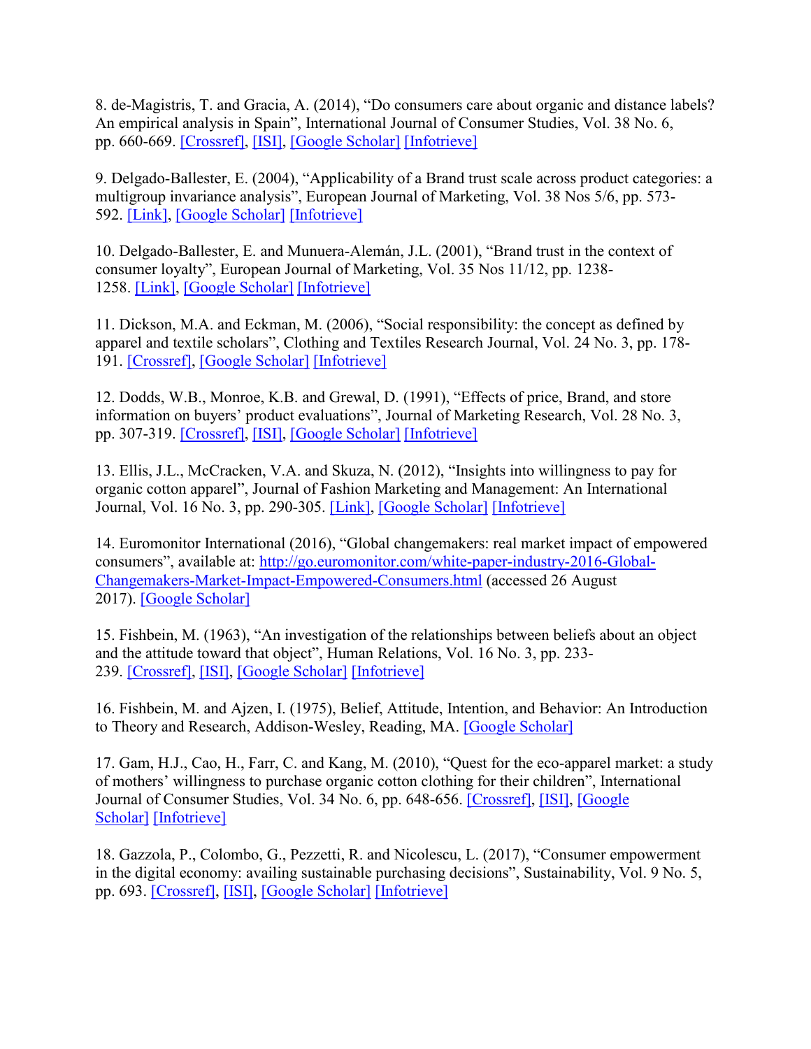8. de-Magistris, T. and Gracia, A. (2014), “Do consumers care about organic and distance labels? An empirical analysis in Spain”, International Journal of Consumer Studies, Vol. 38 No. 6, pp. 660-669. [Crossref], [ISI], [Google Scholar] [Infotrieve]

9. Delgado-Ballester, E. (2004), “Applicability of a Brand trust scale across product categories: a multigroup invariance analysis”, European Journal of Marketing, Vol. 38 Nos 5/6, pp. 573-592. [Link], [Google Scholar] [Infotrieve]

10. Delgado-Ballester, E. and Munuera-Alemán, J.L. (2001), “Brand trust in the context of consumer loyalty”, European Journal of Marketing, Vol. 35 Nos 11/12, pp. 1238-1258. [Link], [Google Scholar] [Infotrieve]

11. Dickson, M.A. and Eckman, M. (2006), “Social responsibility: the concept as defined by apparel and textile scholars”, Clothing and Textiles Research Journal, Vol. 24 No. 3, pp. 178-191. [Crossref], [Google Scholar] [Infotrieve]

12. Dodds, W.B., Monroe, K.B. and Grewal, D. (1991), “Effects of price, Brand, and store information on buyers’ product evaluations”, Journal of Marketing Research, Vol. 28 No. 3, pp. 307-319. [Crossref], [ISI], [Google Scholar] [Infotrieve]

13. Ellis, J.L., McCracken, V.A. and Skuza, N. (2012), “Insights into willingness to pay for organic cotton apparel”, Journal of Fashion Marketing and Management: An International Journal, Vol. 16 No. 3, pp. 290-305. [Link], [Google Scholar] [Infotrieve]

14. Euromonitor International (2016), “Global changemakers: real market impact of empowered consumers”, available at: http://go.euromonitor.com/white-paper-industry-2016-Global-Changemakers-Market-Impact-Empowered-Consumers.html (accessed 26 August 2017). [Google Scholar]

15. Fishbein, M. (1963), “An investigation of the relationships between beliefs about an object and the attitude toward that object”, Human Relations, Vol. 16 No. 3, pp. 233-239. [Crossref], [ISI], [Google Scholar] [Infotrieve]

16. Fishbein, M. and Ajzen, I. (1975), Belief, Attitude, Intention, and Behavior: An Introduction to Theory and Research, Addison-Wesley, Reading, MA. [Google Scholar]

17. Gam, H.J., Cao, H., Farr, C. and Kang, M. (2010), “Quest for the eco-apparel market: a study of mothers’ willingness to purchase organic cotton clothing for their children”, International Journal of Consumer Studies, Vol. 34 No. 6, pp. 648-656. [Crossref], [ISI], [Google Scholar] [Infotrieve]

18. Gazzola, P., Colombo, G., Pezzetti, R. and Nicolescu, L. (2017), “Consumer empowerment in the digital economy: availing sustainable purchasing decisions”, Sustainability, Vol. 9 No. 5, pp. 693. [Crossref], [ISI], [Google Scholar] [Infotrieve]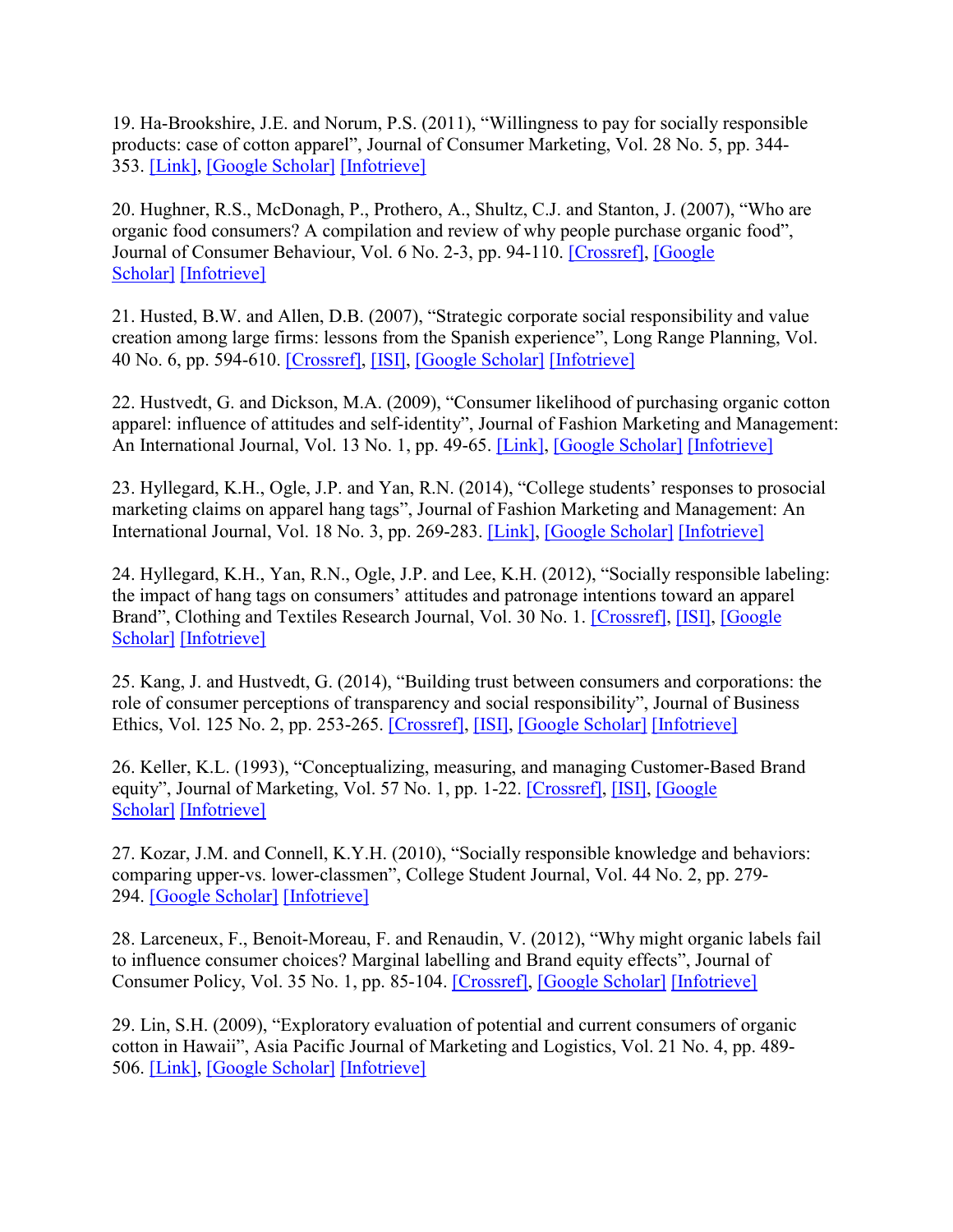19. Ha-Brookshire, J.E. and Norum, P.S. (2011), “Willingness to pay for socially responsible products: case of cotton apparel”, Journal of Consumer Marketing, Vol. 28 No. 5, pp. 344-353. [Link], [Google Scholar] [Infotrieve]

20. Hughner, R.S., McDonagh, P., Prothero, A., Shultz, C.J. and Stanton, J. (2007), “Who are organic food consumers? A compilation and review of why people purchase organic food”, Journal of Consumer Behaviour, Vol. 6 No. 2-3, pp. 94-110. [Crossref], [Google Scholar] [Infotrieve]

21. Husted, B.W. and Allen, D.B. (2007), “Strategic corporate social responsibility and value creation among large firms: lessons from the Spanish experience”, Long Range Planning, Vol. 40 No. 6, pp. 594-610. [Crossref], [ISI], [Google Scholar] [Infotrieve]

22. Hustvedt, G. and Dickson, M.A. (2009), “Consumer likelihood of purchasing organic cotton apparel: influence of attitudes and self-identity”, Journal of Fashion Marketing and Management: An International Journal, Vol. 13 No. 1, pp. 49-65. [Link], [Google Scholar] [Infotrieve]

23. Hyllegard, K.H., Ogle, J.P. and Yan, R.N. (2014), “College students’ responses to prosocial marketing claims on apparel hang tags”, Journal of Fashion Marketing and Management: An International Journal, Vol. 18 No. 3, pp. 269-283. [Link], [Google Scholar] [Infotrieve]

24. Hyllegard, K.H., Yan, R.N., Ogle, J.P. and Lee, K.H. (2012), “Socially responsible labeling: the impact of hang tags on consumers’ attitudes and patronage intentions toward an apparel Brand”, Clothing and Textiles Research Journal, Vol. 30 No. 1. [Crossref], [ISI], [Google Scholar] [Infotrieve]

25. Kang, J. and Hustvedt, G. (2014), “Building trust between consumers and corporations: the role of consumer perceptions of transparency and social responsibility”, Journal of Business Ethics, Vol. 125 No. 2, pp. 253-265. [Crossref], [ISI], [Google Scholar] [Infotrieve]

26. Keller, K.L. (1993), “Conceptualizing, measuring, and managing Customer-Based Brand equity”, Journal of Marketing, Vol. 57 No. 1, pp. 1-22. [Crossref], [ISI], [Google Scholar] [Infotrieve]

27. Kozar, J.M. and Connell, K.Y.H. (2010), “Socially responsible knowledge and behaviors: comparing upper-vs. lower-classmen”, College Student Journal, Vol. 44 No. 2, pp. 279-294. [Google Scholar] [Infotrieve]

28. Larceneux, F., Benoit-Moreau, F. and Renaudin, V. (2012), “Why might organic labels fail to influence consumer choices? Marginal labelling and Brand equity effects”, Journal of Consumer Policy, Vol. 35 No. 1, pp. 85-104. [Crossref], [Google Scholar] [Infotrieve]

29. Lin, S.H. (2009), “Exploratory evaluation of potential and current consumers of organic cotton in Hawaii”, Asia Pacific Journal of Marketing and Logistics, Vol. 21 No. 4, pp. 489-506. [Link], [Google Scholar] [Infotrieve]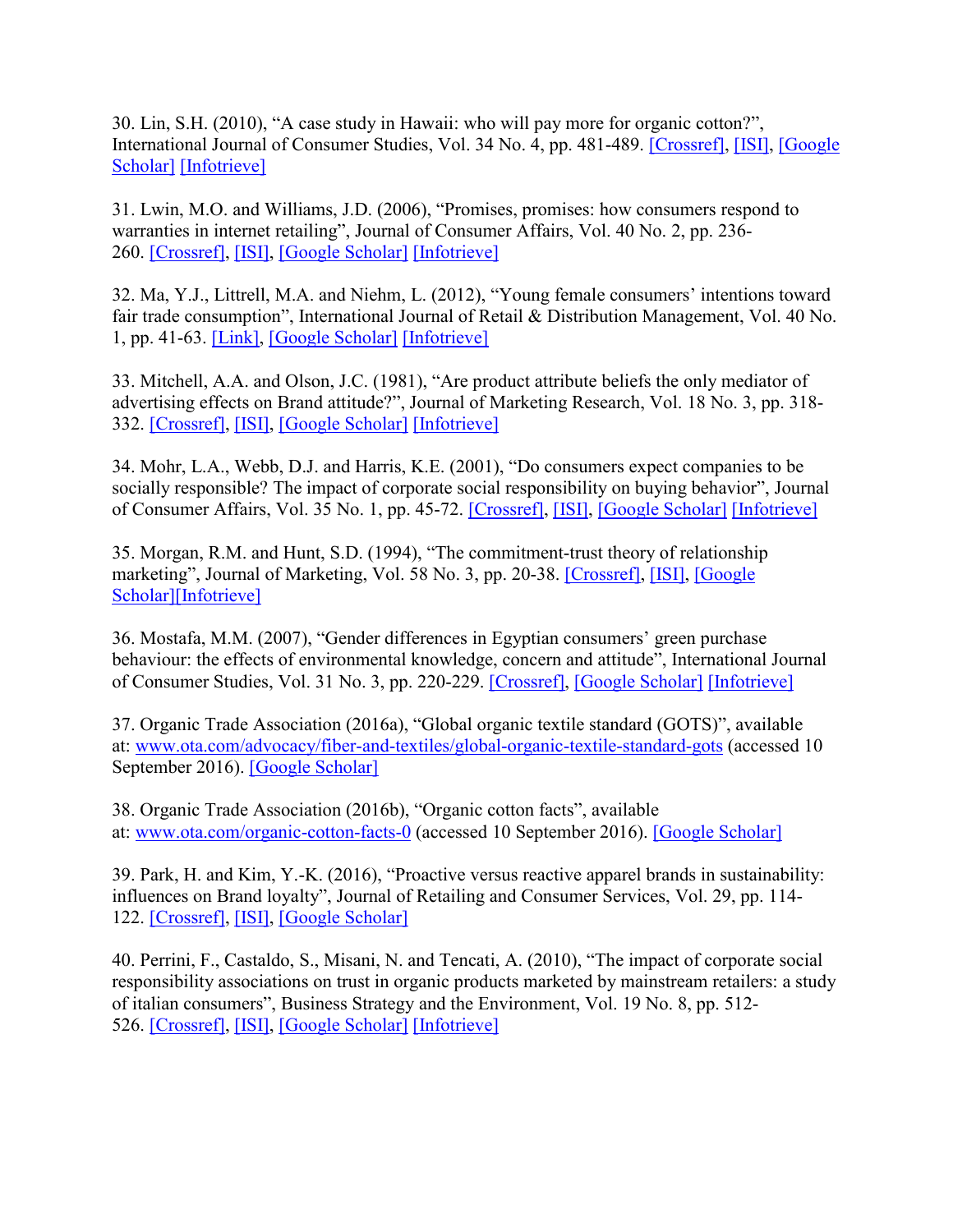30. Lin, S.H. (2010), “A case study in Hawaii: who will pay more for organic cotton?”, International Journal of Consumer Studies, Vol. 34 No. 4, pp. 481-489. [Crossref], [ISI], [Google Scholar] [Infotrieve]

31. Lwin, M.O. and Williams, J.D. (2006), “Promises, promises: how consumers respond to warranties in internet retailing”, Journal of Consumer Affairs, Vol. 40 No. 2, pp. 236-260. [Crossref], [ISI], [Google Scholar] [Infotrieve]

32. Ma, Y.J., Littrell, M.A. and Niehm, L. (2012), “Young female consumers’ intentions toward fair trade consumption”, International Journal of Retail & Distribution Management, Vol. 40 No. 1, pp. 41-63. [Link], [Google Scholar] [Infotrieve]

33. Mitchell, A.A. and Olson, J.C. (1981), “Are product attribute beliefs the only mediator of advertising effects on Brand attitude?”, Journal of Marketing Research, Vol. 18 No. 3, pp. 318-332. [Crossref], [ISI], [Google Scholar] [Infotrieve]

34. Mohr, L.A., Webb, D.J. and Harris, K.E. (2001), “Do consumers expect companies to be socially responsible? The impact of corporate social responsibility on buying behavior”, Journal of Consumer Affairs, Vol. 35 No. 1, pp. 45-72. [Crossref], [ISI], [Google Scholar] [Infotrieve]

35. Morgan, R.M. and Hunt, S.D. (1994), “The commitment-trust theory of relationship marketing”, Journal of Marketing, Vol. 58 No. 3, pp. 20-38. [Crossref], [ISI], [Google Scholar][Infotrieve]

36. Mostafa, M.M. (2007), “Gender differences in Egyptian consumers’ green purchase behaviour: the effects of environmental knowledge, concern and attitude”, International Journal of Consumer Studies, Vol. 31 No. 3, pp. 220-229. [Crossref], [Google Scholar] [Infotrieve]

37. Organic Trade Association (2016a), “Global organic textile standard (GOTS)”, available at: www.ota.com/advocacy/fiber-and-textiles/global-organic-textile-standard-gots (accessed 10 September 2016). [Google Scholar]

38. Organic Trade Association (2016b), “Organic cotton facts”, available at: www.ota.com/organic-cotton-facts-0 (accessed 10 September 2016). [Google Scholar]

39. Park, H. and Kim, Y.-K. (2016), “Proactive versus reactive apparel brands in sustainability: influences on Brand loyalty”, Journal of Retailing and Consumer Services, Vol. 29, pp. 114-122. [Crossref], [ISI], [Google Scholar]

40. Perrini, F., Castaldo, S., Misani, N. and Tencati, A. (2010), “The impact of corporate social responsibility associations on trust in organic products marketed by mainstream retailers: a study of italian consumers”, Business Strategy and the Environment, Vol. 19 No. 8, pp. 512-526. [Crossref], [ISI], [Google Scholar] [Infotrieve]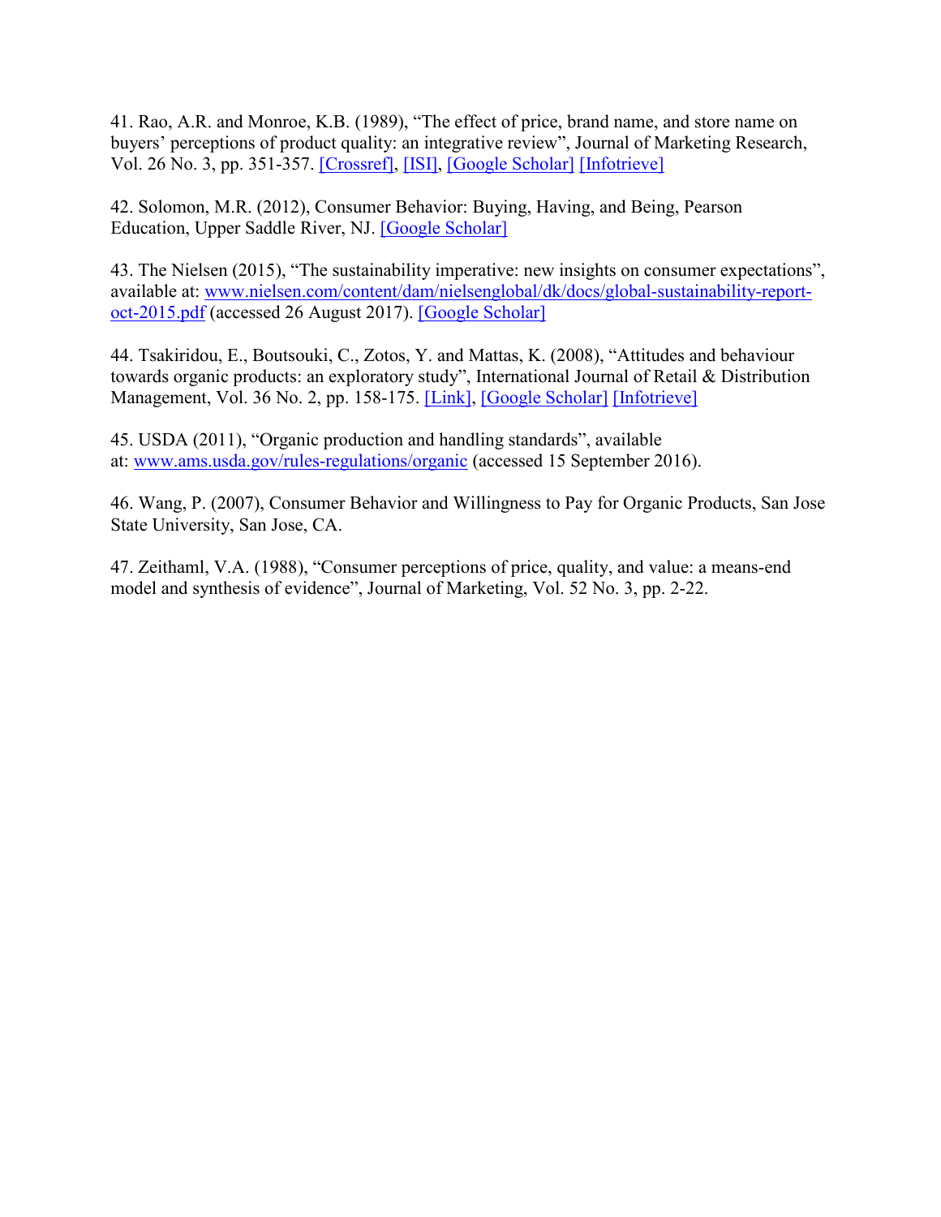41. Rao, A.R. and Monroe, K.B. (1989), "The effect of price, brand name, and store name on buyers' perceptions of product quality: an integrative review", Journal of Marketing Research, Vol. 26 No. 3, pp. 351-357. [Crossref], [ISI], [Google Scholar] [Infotrieve]

42. Solomon, M.R. (2012), Consumer Behavior: Buying, Having, and Being, Pearson Education, Upper Saddle River, NJ. [Google Scholar]

43. The Nielsen (2015), "The sustainability imperative: new insights on consumer expectations", available at: www.nielsen.com/content/dam/nielsenglobal/dk/docs/global-sustainability-report-oct-2015.pdf (accessed 26 August 2017). [Google Scholar]

44. Tsakiridou, E., Boutsouki, C., Zotos, Y. and Mattas, K. (2008), "Attitudes and behaviour towards organic products: an exploratory study", International Journal of Retail & Distribution Management, Vol. 36 No. 2, pp. 158-175. [Link], [Google Scholar] [Infotrieve]

45. USDA (2011), "Organic production and handling standards", available at: www.ams.usda.gov/rules-regulations/organic (accessed 15 September 2016).

46. Wang, P. (2007), Consumer Behavior and Willingness to Pay for Organic Products, San Jose State University, San Jose, CA.

47. Zeithaml, V.A. (1988), "Consumer perceptions of price, quality, and value: a means-end model and synthesis of evidence", Journal of Marketing, Vol. 52 No. 3, pp. 2-22.